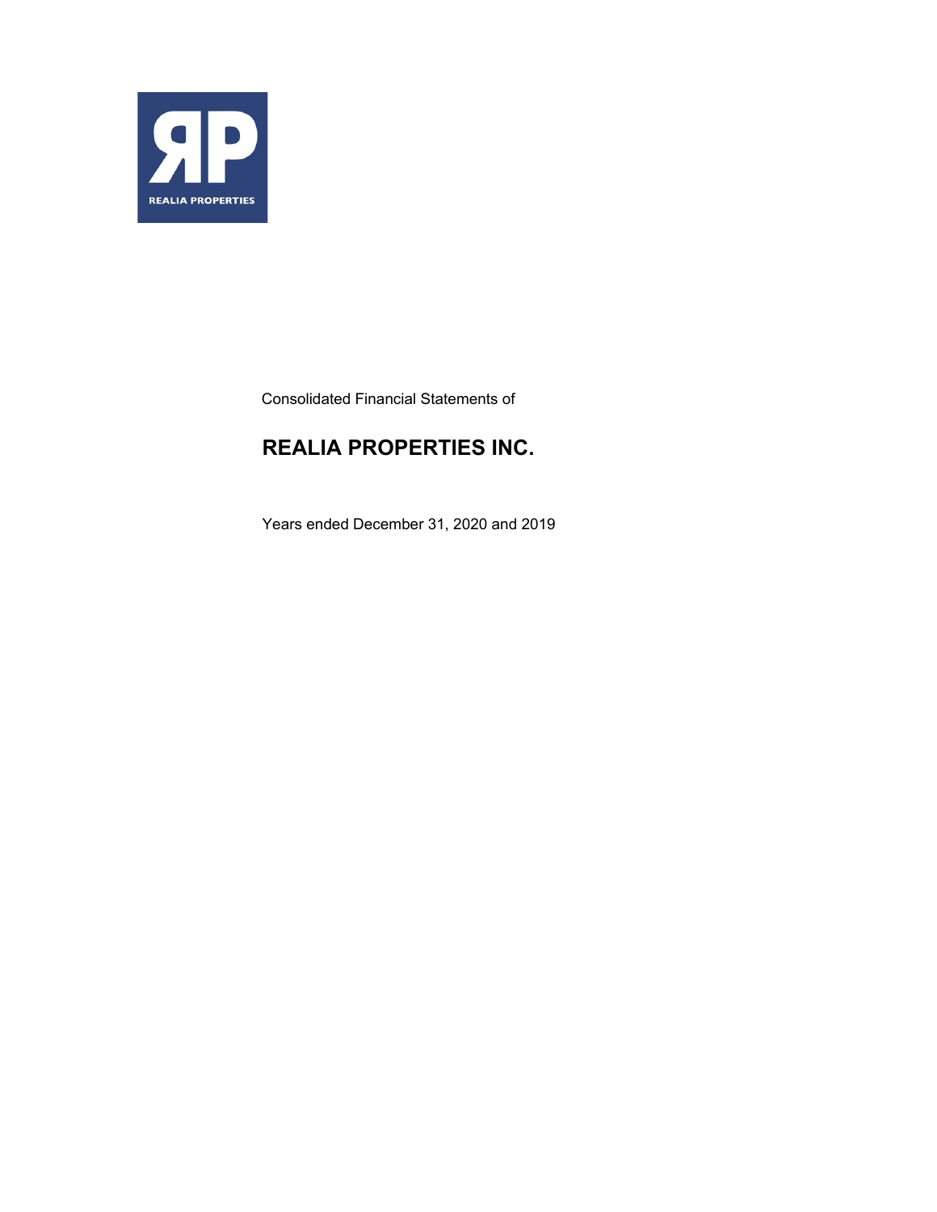Consolidated Financial Statements of

# REALIA PROPERTIES INC.

Years ended December 31, 2020 and 2019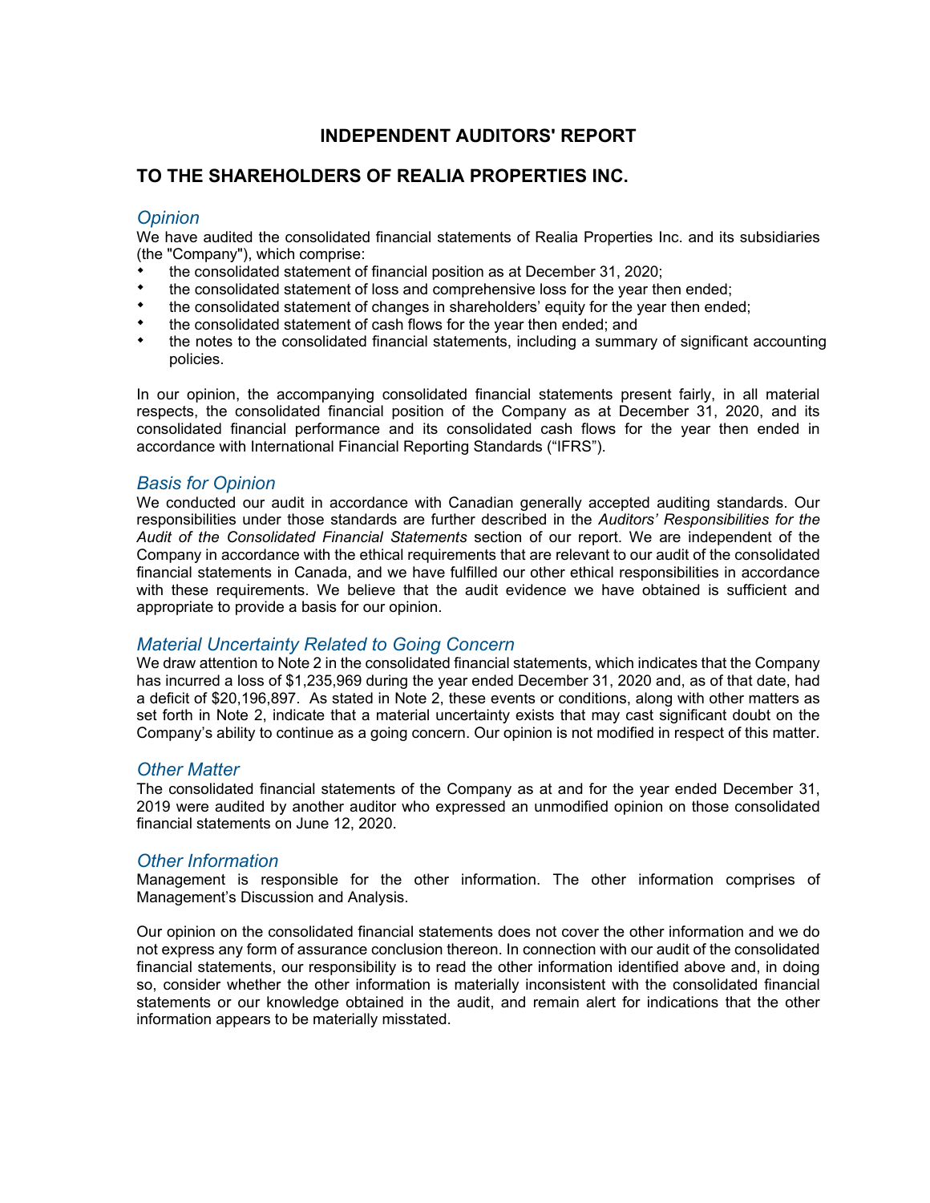# INDEPENDENT AUDITORS' REPORT

## TO THE SHAREHOLDERS OF REALIA PROPERTIES INC.

### *Opinion*

We have audited the consolidated financial statements of Realia Properties Inc. and its subsidiaries (the "Company"), which comprise:

- the consolidated statement of financial position as at December 31, 2020;
- the consolidated statement of loss and comprehensive loss for the year then ended;
- the consolidated statement of changes in shareholders' equity for the year then ended;
- the consolidated statement of cash flows for the year then ended; and
- the notes to the consolidated financial statements, including a summary of significant accounting policies.

In our opinion, the accompanying consolidated financial statements present fairly, in all material respects, the consolidated financial position of the Company as at December 31, 2020, and its consolidated financial performance and its consolidated cash flows for the year then ended in accordance with International Financial Reporting Standards ("IFRS").

### *Basis for Opinion*

We conducted our audit in accordance with Canadian generally accepted auditing standards. Our responsibilities under those standards are further described in the *Auditors' Responsibilities for the Audit of the Consolidated Financial Statements* section of our report. We are independent of the Company in accordance with the ethical requirements that are relevant to our audit of the consolidated financial statements in Canada, and we have fulfilled our other ethical responsibilities in accordance with these requirements. We believe that the audit evidence we have obtained is sufficient and appropriate to provide a basis for our opinion.

### *Material Uncertainty Related to Going Concern*

We draw attention to Note 2 in the consolidated financial statements, which indicates that the Company has incurred a loss of $1,235,969 during the year ended December 31, 2020 and, as of that date, had a deficit of $20,196,897. As stated in Note 2, these events or conditions, along with other matters as set forth in Note 2, indicate that a material uncertainty exists that may cast significant doubt on the Company's ability to continue as a going concern. Our opinion is not modified in respect of this matter.

### *Other Matter*

The consolidated financial statements of the Company as at and for the year ended December 31, 2019 were audited by another auditor who expressed an unmodified opinion on those consolidated financial statements on June 12, 2020.

### *Other Information*

Management is responsible for the other information. The other information comprises of Management's Discussion and Analysis.

Our opinion on the consolidated financial statements does not cover the other information and we do not express any form of assurance conclusion thereon. In connection with our audit of the consolidated financial statements, our responsibility is to read the other information identified above and, in doing so, consider whether the other information is materially inconsistent with the consolidated financial statements or our knowledge obtained in the audit, and remain alert for indications that the other information appears to be materially misstated.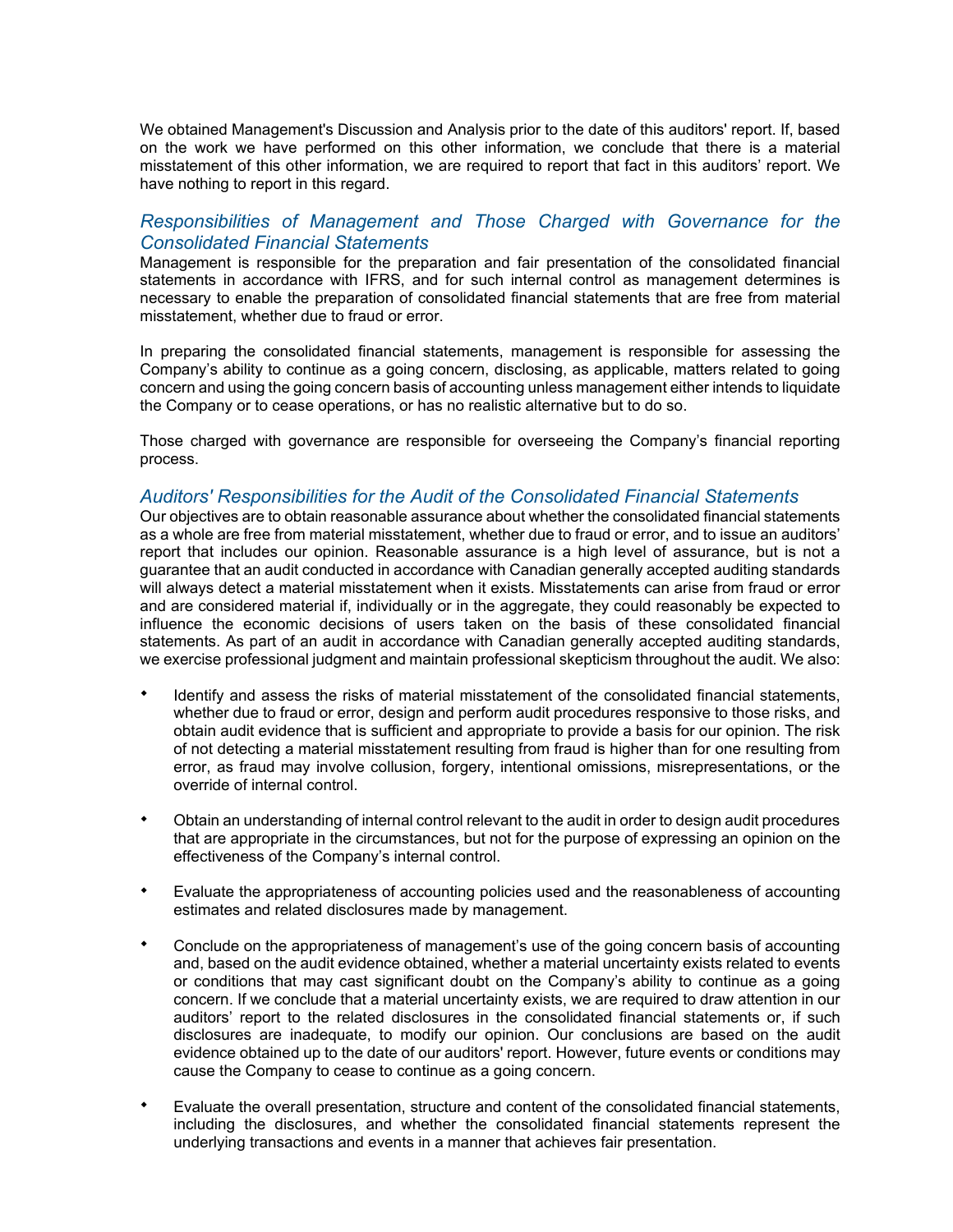We obtained Management's Discussion and Analysis prior to the date of this auditors' report. If, based on the work we have performed on this other information, we conclude that there is a material misstatement of this other information, we are required to report that fact in this auditors' report. We have nothing to report in this regard.

### *Responsibilities of Management and Those Charged with Governance for the Consolidated Financial Statements*

Management is responsible for the preparation and fair presentation of the consolidated financial statements in accordance with IFRS, and for such internal control as management determines is necessary to enable the preparation of consolidated financial statements that are free from material misstatement, whether due to fraud or error.

In preparing the consolidated financial statements, management is responsible for assessing the Company's ability to continue as a going concern, disclosing, as applicable, matters related to going concern and using the going concern basis of accounting unless management either intends to liquidate the Company or to cease operations, or has no realistic alternative but to do so.

Those charged with governance are responsible for overseeing the Company's financial reporting process.

### *Auditors' Responsibilities for the Audit of the Consolidated Financial Statements*

Our objectives are to obtain reasonable assurance about whether the consolidated financial statements as a whole are free from material misstatement, whether due to fraud or error, and to issue an auditors' report that includes our opinion. Reasonable assurance is a high level of assurance, but is not a guarantee that an audit conducted in accordance with Canadian generally accepted auditing standards will always detect a material misstatement when it exists. Misstatements can arise from fraud or error and are considered material if, individually or in the aggregate, they could reasonably be expected to influence the economic decisions of users taken on the basis of these consolidated financial statements. As part of an audit in accordance with Canadian generally accepted auditing standards, we exercise professional judgment and maintain professional skepticism throughout the audit. We also:

- Identify and assess the risks of material misstatement of the consolidated financial statements, whether due to fraud or error, design and perform audit procedures responsive to those risks, and obtain audit evidence that is sufficient and appropriate to provide a basis for our opinion. The risk of not detecting a material misstatement resulting from fraud is higher than for one resulting from error, as fraud may involve collusion, forgery, intentional omissions, misrepresentations, or the override of internal control.

- Obtain an understanding of internal control relevant to the audit in order to design audit procedures that are appropriate in the circumstances, but not for the purpose of expressing an opinion on the effectiveness of the Company's internal control.

- Evaluate the appropriateness of accounting policies used and the reasonableness of accounting estimates and related disclosures made by management.

- Conclude on the appropriateness of management's use of the going concern basis of accounting and, based on the audit evidence obtained, whether a material uncertainty exists related to events or conditions that may cast significant doubt on the Company's ability to continue as a going concern. If we conclude that a material uncertainty exists, we are required to draw attention in our auditors' report to the related disclosures in the consolidated financial statements or, if such disclosures are inadequate, to modify our opinion. Our conclusions are based on the audit evidence obtained up to the date of our auditors' report. However, future events or conditions may cause the Company to cease to continue as a going concern.

- Evaluate the overall presentation, structure and content of the consolidated financial statements, including the disclosures, and whether the consolidated financial statements represent the underlying transactions and events in a manner that achieves fair presentation.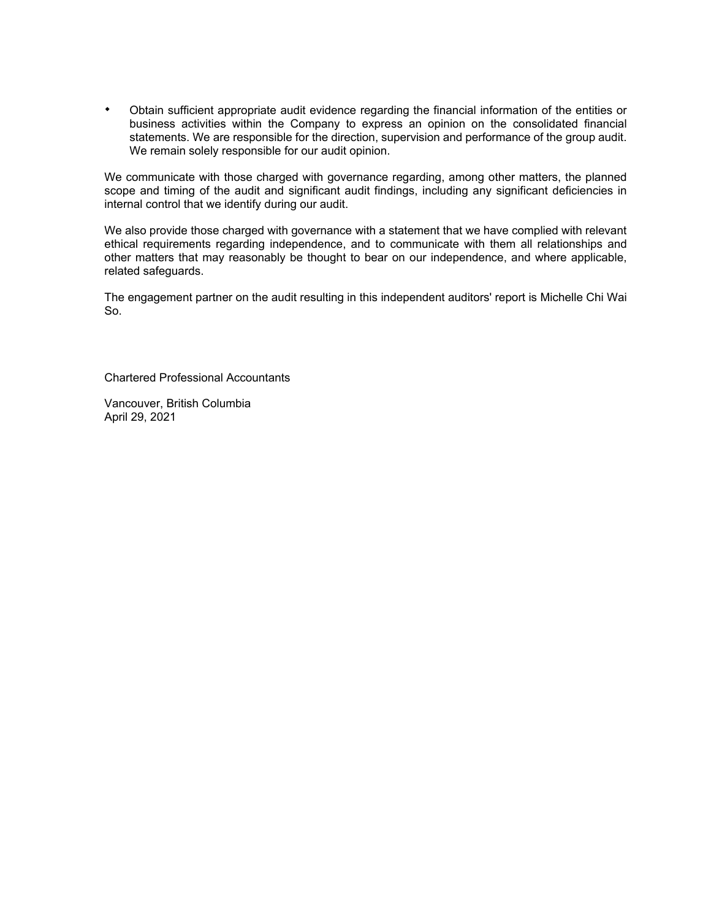- Obtain sufficient appropriate audit evidence regarding the financial information of the entities or business activities within the Company to express an opinion on the consolidated financial statements. We are responsible for the direction, supervision and performance of the group audit. We remain solely responsible for our audit opinion.

We communicate with those charged with governance regarding, among other matters, the planned scope and timing of the audit and significant audit findings, including any significant deficiencies in internal control that we identify during our audit.

We also provide those charged with governance with a statement that we have complied with relevant ethical requirements regarding independence, and to communicate with them all relationships and other matters that may reasonably be thought to bear on our independence, and where applicable, related safeguards.

The engagement partner on the audit resulting in this independent auditors' report is Michelle Chi Wai So.

Chartered Professional Accountants

Vancouver, British Columbia
April 29, 2021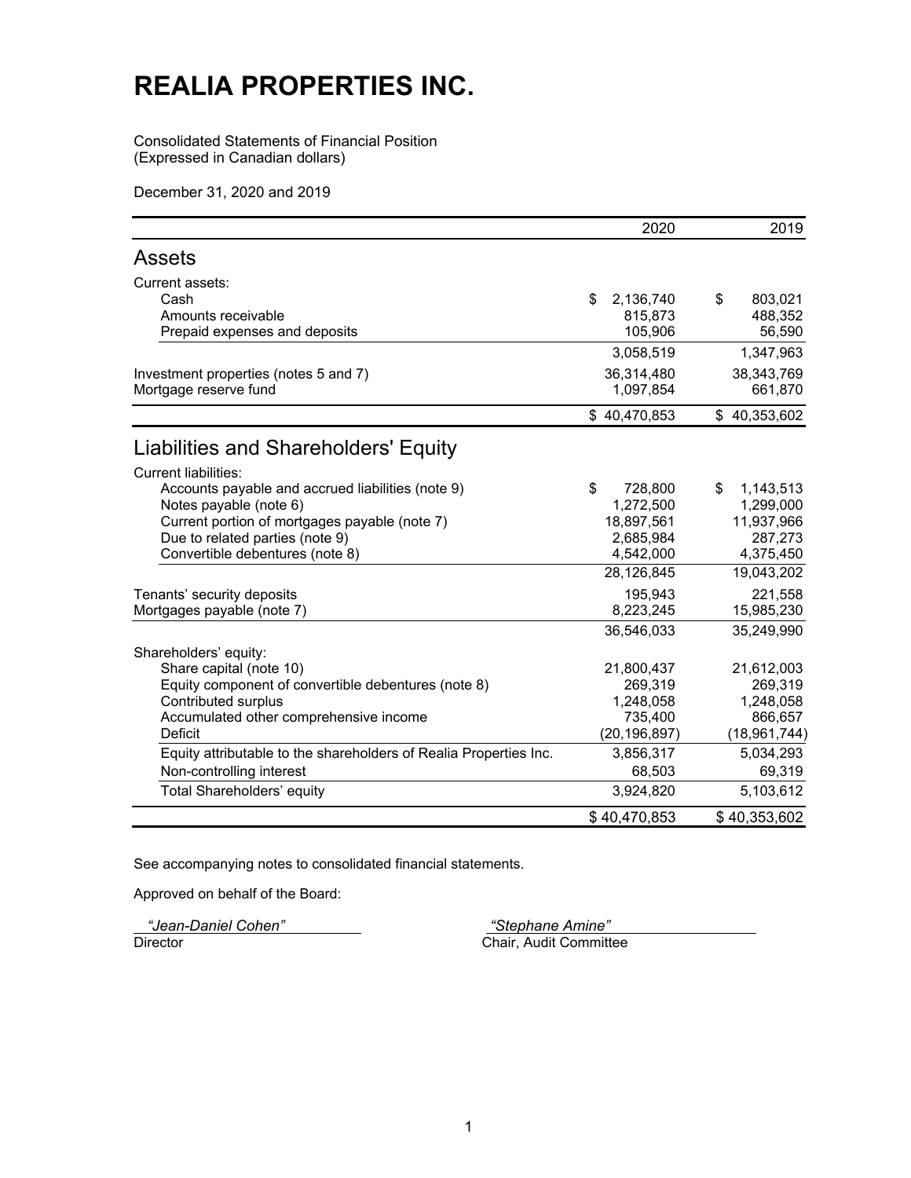# REALIA PROPERTIES INC.

Consolidated Statements of Financial Position
(Expressed in Canadian dollars)

December 31, 2020 and 2019

| | 2020 | 2019 |
|---|---|---|
| **Assets** | | |
| Current assets: | | |
| Cash | $ 2,136,740 | $ 803,021 |
| Amounts receivable | 815,873 | 488,352 |
| Prepaid expenses and deposits | 105,906 | 56,590 |
| | 3,058,519 | 1,347,963 |
| Investment properties (notes 5 and 7) | 36,314,480 | 38,343,769 |
| Mortgage reserve fund | 1,097,854 | 661,870 |
| | $ 40,470,853 | $ 40,353,602 |
| **Liabilities and Shareholders' Equity** | | |
| Current liabilities: | | |
| Accounts payable and accrued liabilities (note 9) | $ 728,800 | $ 1,143,513 |
| Notes payable (note 6) | 1,272,500 | 1,299,000 |
| Current portion of mortgages payable (note 7) | 18,897,561 | 11,937,966 |
| Due to related parties (note 9) | 2,685,984 | 287,273 |
| Convertible debentures (note 8) | 4,542,000 | 4,375,450 |
| | 28,126,845 | 19,043,202 |
| Tenants' security deposits | 195,943 | 221,558 |
| Mortgages payable (note 7) | 8,223,245 | 15,985,230 |
| | 36,546,033 | 35,249,990 |
| Shareholders' equity: | | |
| Share capital (note 10) | 21,800,437 | 21,612,003 |
| Equity component of convertible debentures (note 8) | 269,319 | 269,319 |
| Contributed surplus | 1,248,058 | 1,248,058 |
| Accumulated other comprehensive income | 735,400 | 866,657 |
| Deficit | (20,196,897) | (18,961,744) |
| Equity attributable to the shareholders of Realia Properties Inc. | 3,856,317 | 5,034,293 |
| Non-controlling interest | 68,503 | 69,319 |
| Total Shareholders' equity | 3,924,820 | 5,103,612 |
| | $ 40,470,853 | $ 40,353,602 |

See accompanying notes to consolidated financial statements.

Approved on behalf of the Board:

*"Jean-Daniel Cohen"*
Director

*"Stephane Amine"*
Chair, Audit Committee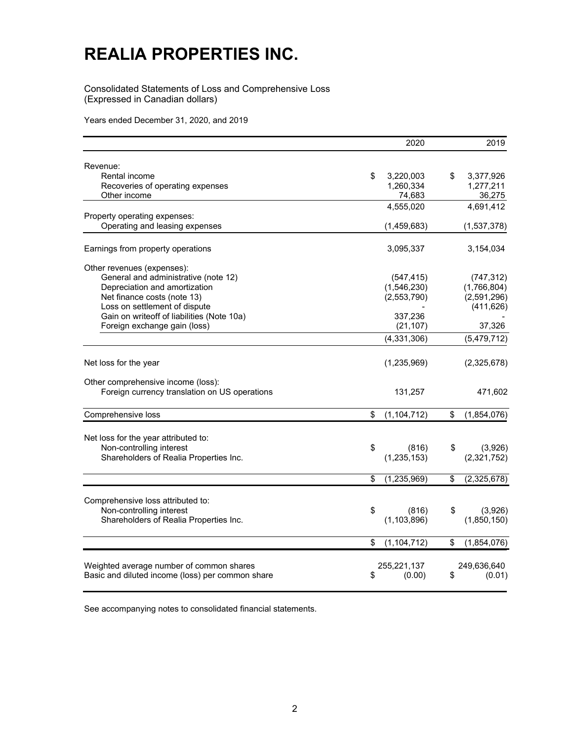# REALIA PROPERTIES INC.

Consolidated Statements of Loss and Comprehensive Loss
(Expressed in Canadian dollars)

Years ended December 31, 2020, and 2019

| | 2020 | 2019 |
|---|---|---|
| Revenue: | | |
| Rental income | $ 3,220,003 | $ 3,377,926 |
| Recoveries of operating expenses | 1,260,334 | 1,277,211 |
| Other income | 74,683 | 36,275 |
| | 4,555,020 | 4,691,412 |
| Property operating expenses: | | |
| Operating and leasing expenses | (1,459,683) | (1,537,378) |
| Earnings from property operations | 3,095,337 | 3,154,034 |
| Other revenues (expenses): | | |
| General and administrative (note 12) | (547,415) | (747,312) |
| Depreciation and amortization | (1,546,230) | (1,766,804) |
| Net finance costs (note 13) | (2,553,790) | (2,591,296) |
| Loss on settlement of dispute | - | (411,626) |
| Gain on writeoff of liabilities (Note 10a) | 337,236 | - |
| Foreign exchange gain (loss) | (21,107) | 37,326 |
| | (4,331,306) | (5,479,712) |
| Net loss for the year | (1,235,969) | (2,325,678) |
| Other comprehensive income (loss): | | |
| Foreign currency translation on US operations | 131,257 | 471,602 |
| Comprehensive loss | $ (1,104,712) | $ (1,854,076) |
| Net loss for the year attributed to: | | |
| Non-controlling interest | $ (816) | $ (3,926) |
| Shareholders of Realia Properties Inc. | (1,235,153) | (2,321,752) |
| | $ (1,235,969) | $ (2,325,678) |
| Comprehensive loss attributed to: | | |
| Non-controlling interest | $ (816) | $ (3,926) |
| Shareholders of Realia Properties Inc. | (1,103,896) | (1,850,150) |
| | $ (1,104,712) | $ (1,854,076) |
| Weighted average number of common shares | 255,221,137 | 249,636,640 |
| Basic and diluted income (loss) per common share | $ (0.00) | $ (0.01) |

See accompanying notes to consolidated financial statements.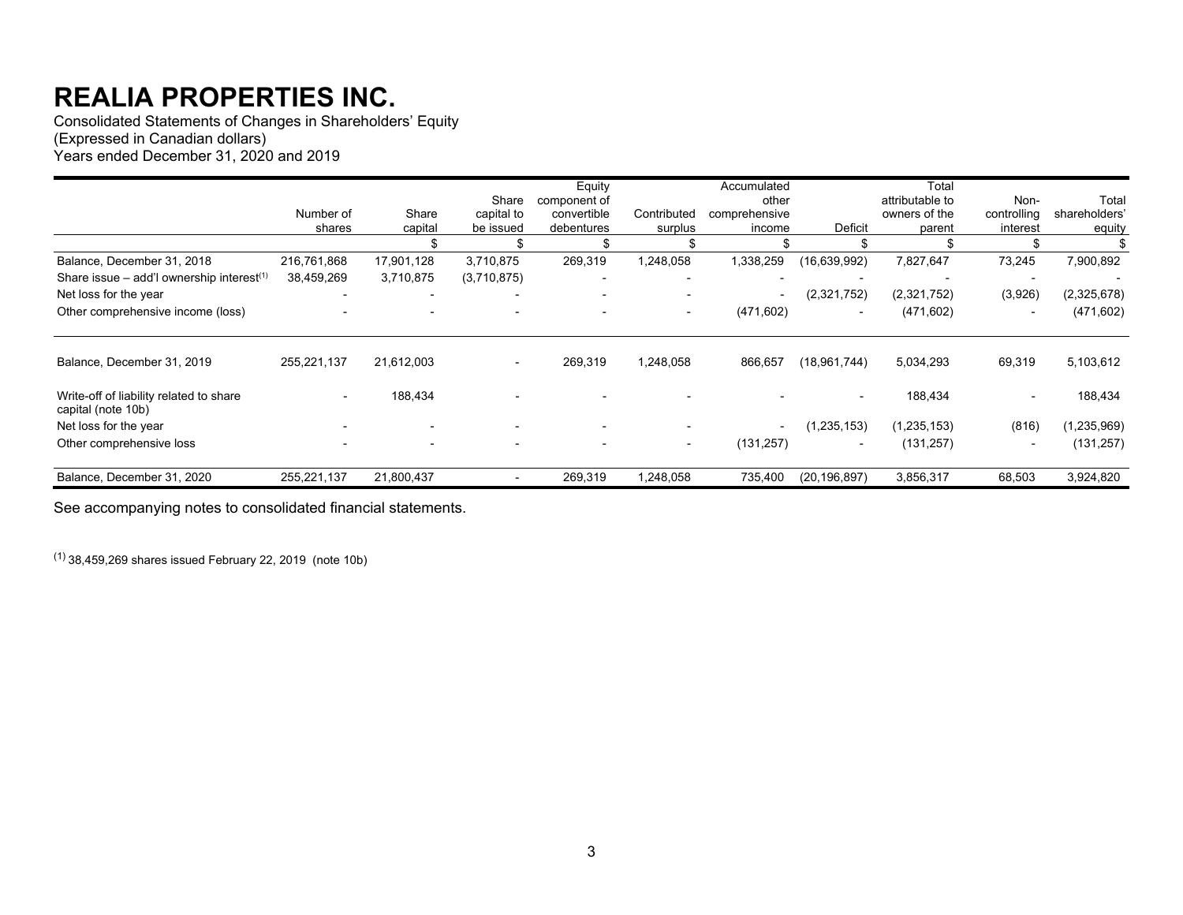# REALIA PROPERTIES INC.

Consolidated Statements of Changes in Shareholders' Equity
(Expressed in Canadian dollars)
Years ended December 31, 2020 and 2019

| | Number of shares | Share capital | Share capital to be issued | Equity component of convertible debentures | Contributed surplus | Accumulated other comprehensive income | Deficit | Total attributable to owners of the parent | Non-controlling interest | Total shareholders' equity |
|---|---|---|---|---|---|---|---|---|---|---|
| | | $ | $ | $ | $ | $ | $ | $ | $ | $ |
| Balance, December 31, 2018 | 216,761,868 | 17,901,128 | 3,710,875 | 269,319 | 1,248,058 | 1,338,259 | (16,639,992) | 7,827,647 | 73,245 | 7,900,892 |
| Share issue – add'l ownership interest[(1)] | 38,459,269 | 3,710,875 | (3,710,875) | - | - | - | - | - | - | - |
| Net loss for the year | - | - | - | - | - | - | (2,321,752) | (2,321,752) | (3,926) | (2,325,678) |
| Other comprehensive income (loss) | - | - | - | - | - | (471,602) | - | (471,602) | - | (471,602) |
| Balance, December 31, 2019 | 255,221,137 | 21,612,003 | - | 269,319 | 1,248,058 | 866,657 | (18,961,744) | 5,034,293 | 69,319 | 5,103,612 |
| Write-off of liability related to share capital (note 10b) | - | 188,434 | - | - | - | - | - | 188,434 | - | 188,434 |
| Net loss for the year | - | - | - | - | - | - | (1,235,153) | (1,235,153) | (816) | (1,235,969) |
| Other comprehensive loss | - | - | - | - | - | (131,257) | - | (131,257) | - | (131,257) |
| Balance, December 31, 2020 | 255,221,137 | 21,800,437 | - | 269,319 | 1,248,058 | 735,400 | (20,196,897) | 3,856,317 | 68,503 | 3,924,820 |

See accompanying notes to consolidated financial statements.

(1) 38,459,269 shares issued February 22, 2019 (note 10b)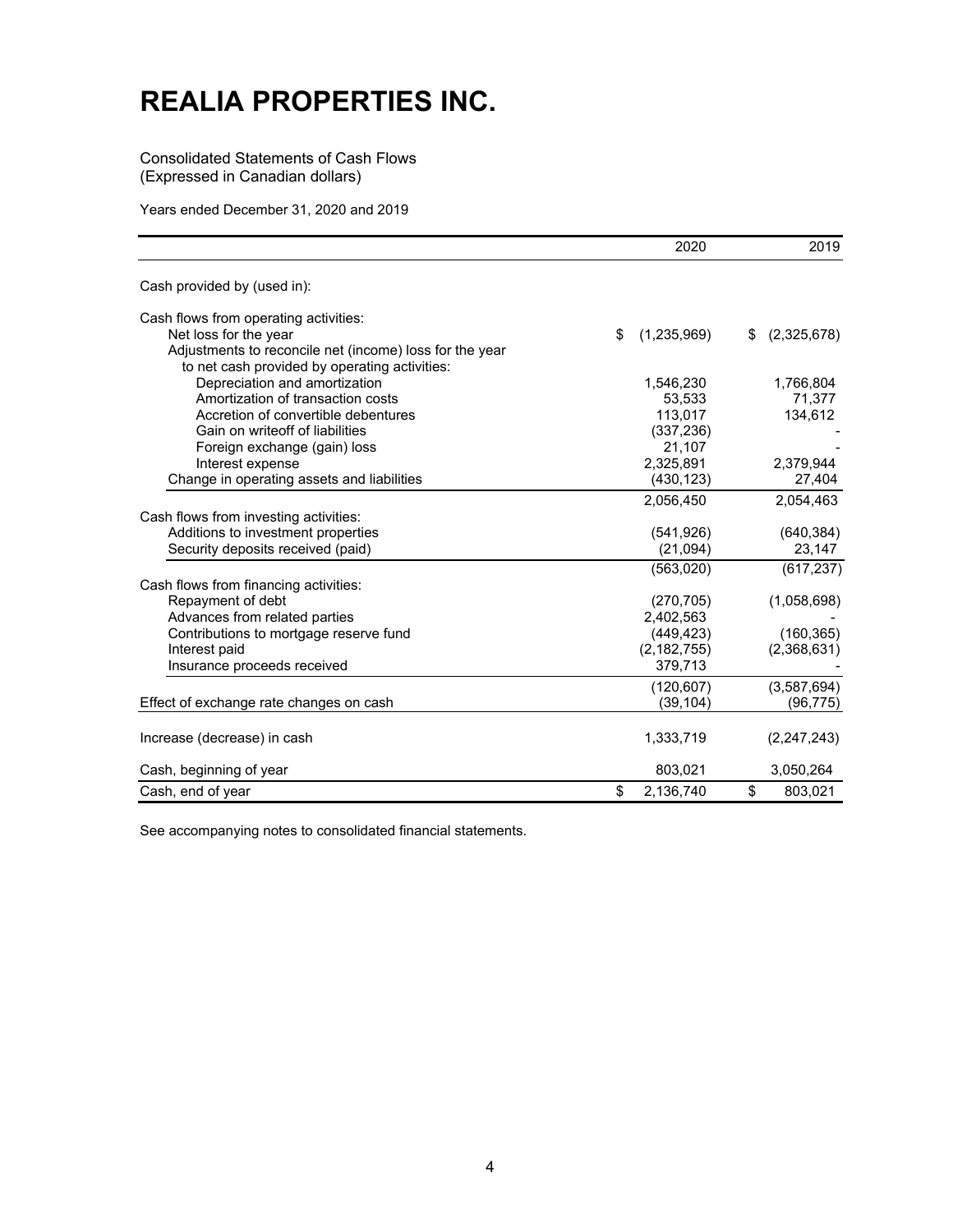# REALIA PROPERTIES INC.

Consolidated Statements of Cash Flows
(Expressed in Canadian dollars)

Years ended December 31, 2020 and 2019

| | 2020 | 2019 |
|---|---|---|
| Cash provided by (used in): | | |
| Cash flows from operating activities: | | |
| Net loss for the year | $ (1,235,969) | $ (2,325,678) |
| Adjustments to reconcile net (income) loss for the year to net cash provided by operating activities: | | |
| Depreciation and amortization | 1,546,230 | 1,766,804 |
| Amortization of transaction costs | 53,533 | 71,377 |
| Accretion of convertible debentures | 113,017 | 134,612 |
| Gain on writeoff of liabilities | (337,236) | - |
| Foreign exchange (gain) loss | 21,107 | - |
| Interest expense | 2,325,891 | 2,379,944 |
| Change in operating assets and liabilities | (430,123) | 27,404 |
| | 2,056,450 | 2,054,463 |
| Cash flows from investing activities: | | |
| Additions to investment properties | (541,926) | (640,384) |
| Security deposits received (paid) | (21,094) | 23,147 |
| | (563,020) | (617,237) |
| Cash flows from financing activities: | | |
| Repayment of debt | (270,705) | (1,058,698) |
| Advances from related parties | 2,402,563 | - |
| Contributions to mortgage reserve fund | (449,423) | (160,365) |
| Interest paid | (2,182,755) | (2,368,631) |
| Insurance proceeds received | 379,713 | - |
| | (120,607) | (3,587,694) |
| Effect of exchange rate changes on cash | (39,104) | (96,775) |
| Increase (decrease) in cash | 1,333,719 | (2,247,243) |
| Cash, beginning of year | 803,021 | 3,050,264 |
| Cash, end of year | $ 2,136,740 | $ 803,021 |

See accompanying notes to consolidated financial statements.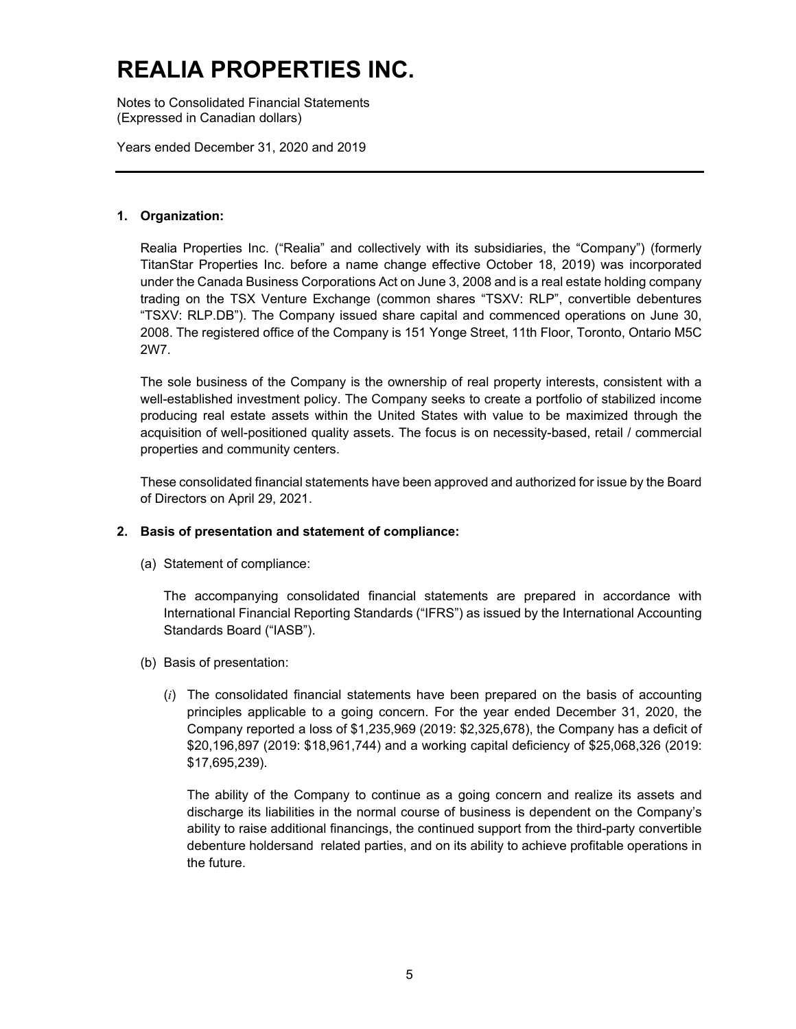# REALIA PROPERTIES INC.

Notes to Consolidated Financial Statements
(Expressed in Canadian dollars)

Years ended December 31, 2020 and 2019

**1. Organization:**

Realia Properties Inc. ("Realia" and collectively with its subsidiaries, the "Company") (formerly TitanStar Properties Inc. before a name change effective October 18, 2019) was incorporated under the Canada Business Corporations Act on June 3, 2008 and is a real estate holding company trading on the TSX Venture Exchange (common shares "TSXV: RLP", convertible debentures "TSXV: RLP.DB"). The Company issued share capital and commenced operations on June 30, 2008. The registered office of the Company is 151 Yonge Street, 11th Floor, Toronto, Ontario M5C 2W7.

The sole business of the Company is the ownership of real property interests, consistent with a well-established investment policy. The Company seeks to create a portfolio of stabilized income producing real estate assets within the United States with value to be maximized through the acquisition of well-positioned quality assets. The focus is on necessity-based, retail / commercial properties and community centers.

These consolidated financial statements have been approved and authorized for issue by the Board of Directors on April 29, 2021.

**2. Basis of presentation and statement of compliance:**

(a) Statement of compliance:

The accompanying consolidated financial statements are prepared in accordance with International Financial Reporting Standards ("IFRS") as issued by the International Accounting Standards Board ("IASB").

(b) Basis of presentation:

(*i*) The consolidated financial statements have been prepared on the basis of accounting principles applicable to a going concern. For the year ended December 31, 2020, the Company reported a loss of $1,235,969 (2019: $2,325,678), the Company has a deficit of $20,196,897 (2019: $18,961,744) and a working capital deficiency of $25,068,326 (2019: $17,695,239).

The ability of the Company to continue as a going concern and realize its assets and discharge its liabilities in the normal course of business is dependent on the Company's ability to raise additional financings, the continued support from the third-party convertible debenture holdersand related parties, and on its ability to achieve profitable operations in the future.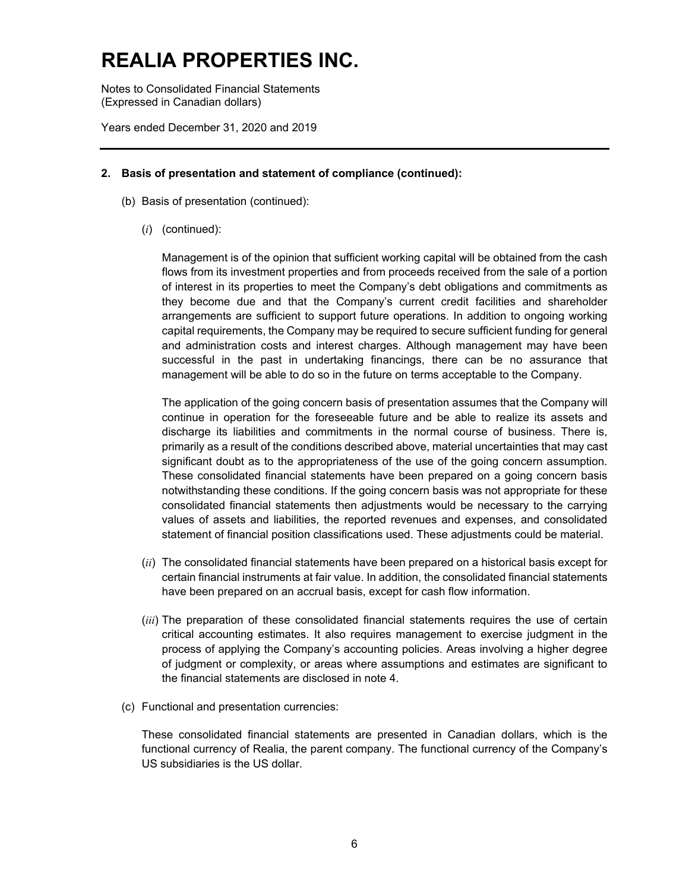## 2. Basis of presentation and statement of compliance (continued):

(b) Basis of presentation (continued):

(*i*) (continued):

Management is of the opinion that sufficient working capital will be obtained from the cash flows from its investment properties and from proceeds received from the sale of a portion of interest in its properties to meet the Company's debt obligations and commitments as they become due and that the Company's current credit facilities and shareholder arrangements are sufficient to support future operations. In addition to ongoing working capital requirements, the Company may be required to secure sufficient funding for general and administration costs and interest charges. Although management may have been successful in the past in undertaking financings, there can be no assurance that management will be able to do so in the future on terms acceptable to the Company.

The application of the going concern basis of presentation assumes that the Company will continue in operation for the foreseeable future and be able to realize its assets and discharge its liabilities and commitments in the normal course of business. There is, primarily as a result of the conditions described above, material uncertainties that may cast significant doubt as to the appropriateness of the use of the going concern assumption. These consolidated financial statements have been prepared on a going concern basis notwithstanding these conditions. If the going concern basis was not appropriate for these consolidated financial statements then adjustments would be necessary to the carrying values of assets and liabilities, the reported revenues and expenses, and consolidated statement of financial position classifications used. These adjustments could be material.

(*ii*) The consolidated financial statements have been prepared on a historical basis except for certain financial instruments at fair value. In addition, the consolidated financial statements have been prepared on an accrual basis, except for cash flow information.

(*iii*) The preparation of these consolidated financial statements requires the use of certain critical accounting estimates. It also requires management to exercise judgment in the process of applying the Company's accounting policies. Areas involving a higher degree of judgment or complexity, or areas where assumptions and estimates are significant to the financial statements are disclosed in note 4.

(c) Functional and presentation currencies:

These consolidated financial statements are presented in Canadian dollars, which is the functional currency of Realia, the parent company. The functional currency of the Company's US subsidiaries is the US dollar.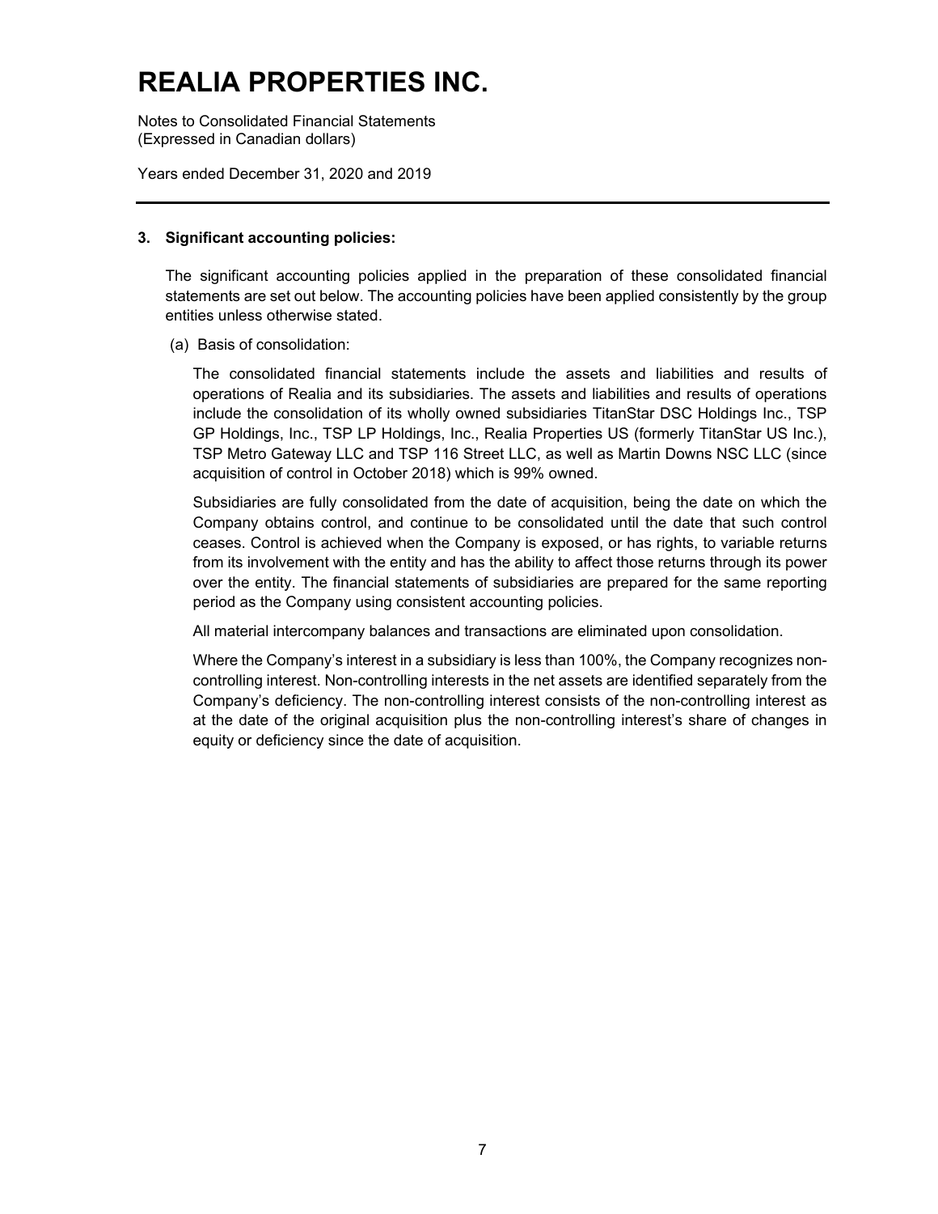## 3. Significant accounting policies:

The significant accounting policies applied in the preparation of these consolidated financial statements are set out below. The accounting policies have been applied consistently by the group entities unless otherwise stated.

(a) Basis of consolidation:

The consolidated financial statements include the assets and liabilities and results of operations of Realia and its subsidiaries. The assets and liabilities and results of operations include the consolidation of its wholly owned subsidiaries TitanStar DSC Holdings Inc., TSP GP Holdings, Inc., TSP LP Holdings, Inc., Realia Properties US (formerly TitanStar US Inc.), TSP Metro Gateway LLC and TSP 116 Street LLC, as well as Martin Downs NSC LLC (since acquisition of control in October 2018) which is 99% owned.

Subsidiaries are fully consolidated from the date of acquisition, being the date on which the Company obtains control, and continue to be consolidated until the date that such control ceases. Control is achieved when the Company is exposed, or has rights, to variable returns from its involvement with the entity and has the ability to affect those returns through its power over the entity. The financial statements of subsidiaries are prepared for the same reporting period as the Company using consistent accounting policies.

All material intercompany balances and transactions are eliminated upon consolidation.

Where the Company's interest in a subsidiary is less than 100%, the Company recognizes non-controlling interest. Non-controlling interests in the net assets are identified separately from the Company's deficiency. The non-controlling interest consists of the non-controlling interest as at the date of the original acquisition plus the non-controlling interest's share of changes in equity or deficiency since the date of acquisition.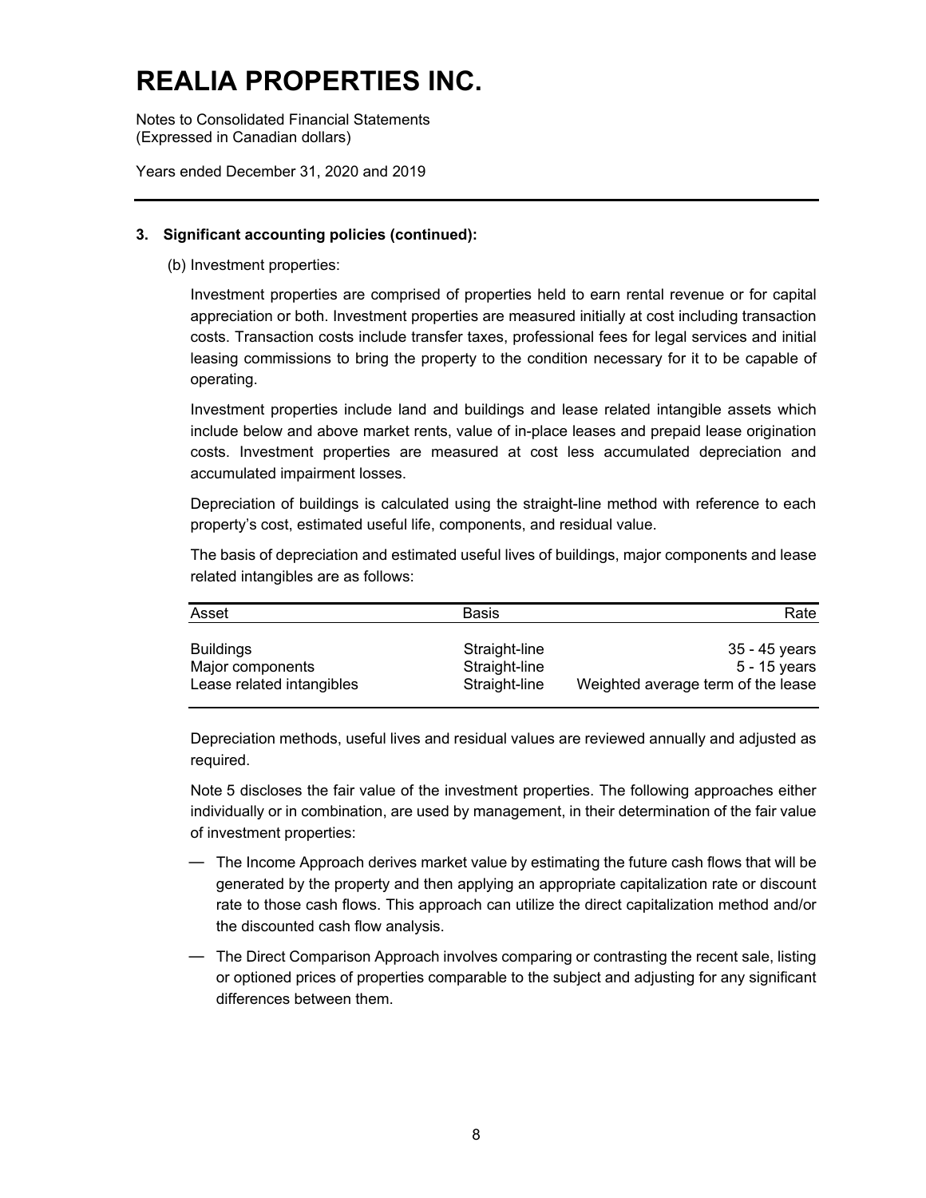# REALIA PROPERTIES INC.

Notes to Consolidated Financial Statements
(Expressed in Canadian dollars)

Years ended December 31, 2020 and 2019

### 3. Significant accounting policies (continued):

(b) Investment properties:

Investment properties are comprised of properties held to earn rental revenue or for capital appreciation or both. Investment properties are measured initially at cost including transaction costs. Transaction costs include transfer taxes, professional fees for legal services and initial leasing commissions to bring the property to the condition necessary for it to be capable of operating.

Investment properties include land and buildings and lease related intangible assets which include below and above market rents, value of in-place leases and prepaid lease origination costs. Investment properties are measured at cost less accumulated depreciation and accumulated impairment losses.

Depreciation of buildings is calculated using the straight-line method with reference to each property's cost, estimated useful life, components, and residual value.

The basis of depreciation and estimated useful lives of buildings, major components and lease related intangibles are as follows:

| Asset | Basis | Rate |
|---|---|---|
| Buildings | Straight-line | 35 - 45 years |
| Major components | Straight-line | 5 - 15 years |
| Lease related intangibles | Straight-line | Weighted average term of the lease |

Depreciation methods, useful lives and residual values are reviewed annually and adjusted as required.

Note 5 discloses the fair value of the investment properties. The following approaches either individually or in combination, are used by management, in their determination of the fair value of investment properties:

- The Income Approach derives market value by estimating the future cash flows that will be generated by the property and then applying an appropriate capitalization rate or discount rate to those cash flows. This approach can utilize the direct capitalization method and/or the discounted cash flow analysis.
- The Direct Comparison Approach involves comparing or contrasting the recent sale, listing or optioned prices of properties comparable to the subject and adjusting for any significant differences between them.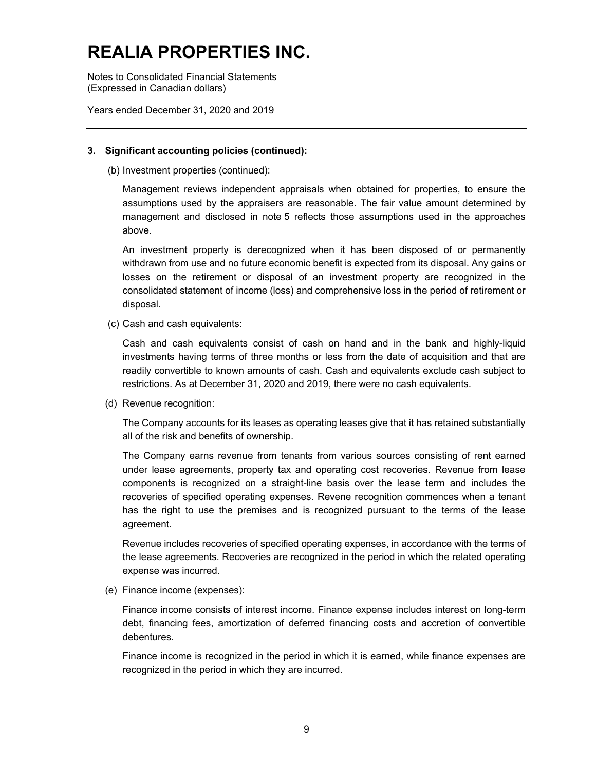# REALIA PROPERTIES INC.

Notes to Consolidated Financial Statements
(Expressed in Canadian dollars)

Years ended December 31, 2020 and 2019

---

**3. Significant accounting policies (continued):**

(b) Investment properties (continued):

Management reviews independent appraisals when obtained for properties, to ensure the assumptions used by the appraisers are reasonable. The fair value amount determined by management and disclosed in note 5 reflects those assumptions used in the approaches above.

An investment property is derecognized when it has been disposed of or permanently withdrawn from use and no future economic benefit is expected from its disposal. Any gains or losses on the retirement or disposal of an investment property are recognized in the consolidated statement of income (loss) and comprehensive loss in the period of retirement or disposal.

(c) Cash and cash equivalents:

Cash and cash equivalents consist of cash on hand and in the bank and highly-liquid investments having terms of three months or less from the date of acquisition and that are readily convertible to known amounts of cash. Cash and equivalents exclude cash subject to restrictions. As at December 31, 2020 and 2019, there were no cash equivalents.

(d) Revenue recognition:

The Company accounts for its leases as operating leases give that it has retained substantially all of the risk and benefits of ownership.

The Company earns revenue from tenants from various sources consisting of rent earned under lease agreements, property tax and operating cost recoveries. Revenue from lease components is recognized on a straight-line basis over the lease term and includes the recoveries of specified operating expenses. Revene recognition commences when a tenant has the right to use the premises and is recognized pursuant to the terms of the lease agreement.

Revenue includes recoveries of specified operating expenses, in accordance with the terms of the lease agreements. Recoveries are recognized in the period in which the related operating expense was incurred.

(e) Finance income (expenses):

Finance income consists of interest income. Finance expense includes interest on long-term debt, financing fees, amortization of deferred financing costs and accretion of convertible debentures.

Finance income is recognized in the period in which it is earned, while finance expenses are recognized in the period in which they are incurred.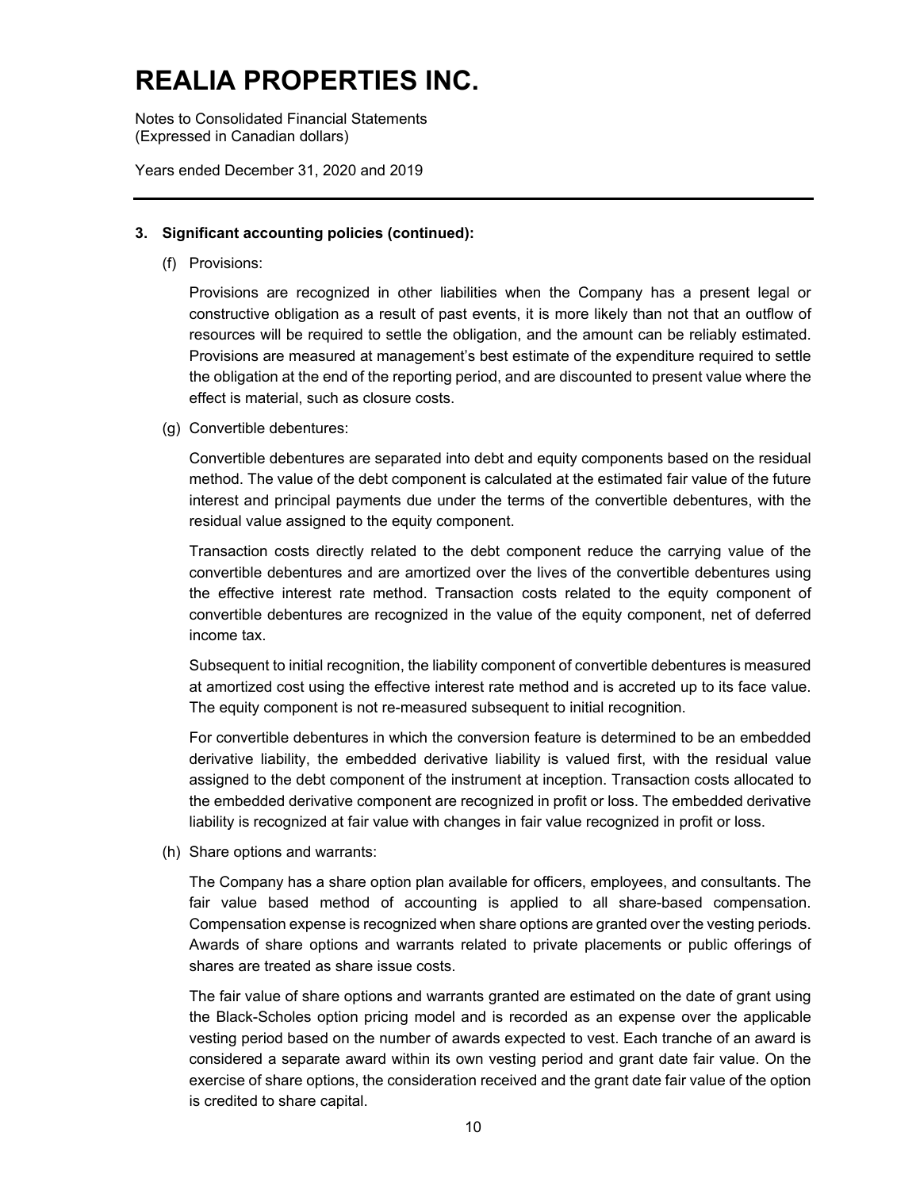# REALIA PROPERTIES INC.

Notes to Consolidated Financial Statements
(Expressed in Canadian dollars)

Years ended December 31, 2020 and 2019

**3. Significant accounting policies (continued):**

(f) Provisions:

Provisions are recognized in other liabilities when the Company has a present legal or constructive obligation as a result of past events, it is more likely than not that an outflow of resources will be required to settle the obligation, and the amount can be reliably estimated. Provisions are measured at management's best estimate of the expenditure required to settle the obligation at the end of the reporting period, and are discounted to present value where the effect is material, such as closure costs.

(g) Convertible debentures:

Convertible debentures are separated into debt and equity components based on the residual method. The value of the debt component is calculated at the estimated fair value of the future interest and principal payments due under the terms of the convertible debentures, with the residual value assigned to the equity component.

Transaction costs directly related to the debt component reduce the carrying value of the convertible debentures and are amortized over the lives of the convertible debentures using the effective interest rate method. Transaction costs related to the equity component of convertible debentures are recognized in the value of the equity component, net of deferred income tax.

Subsequent to initial recognition, the liability component of convertible debentures is measured at amortized cost using the effective interest rate method and is accreted up to its face value. The equity component is not re-measured subsequent to initial recognition.

For convertible debentures in which the conversion feature is determined to be an embedded derivative liability, the embedded derivative liability is valued first, with the residual value assigned to the debt component of the instrument at inception. Transaction costs allocated to the embedded derivative component are recognized in profit or loss. The embedded derivative liability is recognized at fair value with changes in fair value recognized in profit or loss.

(h) Share options and warrants:

The Company has a share option plan available for officers, employees, and consultants. The fair value based method of accounting is applied to all share-based compensation. Compensation expense is recognized when share options are granted over the vesting periods. Awards of share options and warrants related to private placements or public offerings of shares are treated as share issue costs.

The fair value of share options and warrants granted are estimated on the date of grant using the Black-Scholes option pricing model and is recorded as an expense over the applicable vesting period based on the number of awards expected to vest. Each tranche of an award is considered a separate award within its own vesting period and grant date fair value. On the exercise of share options, the consideration received and the grant date fair value of the option is credited to share capital.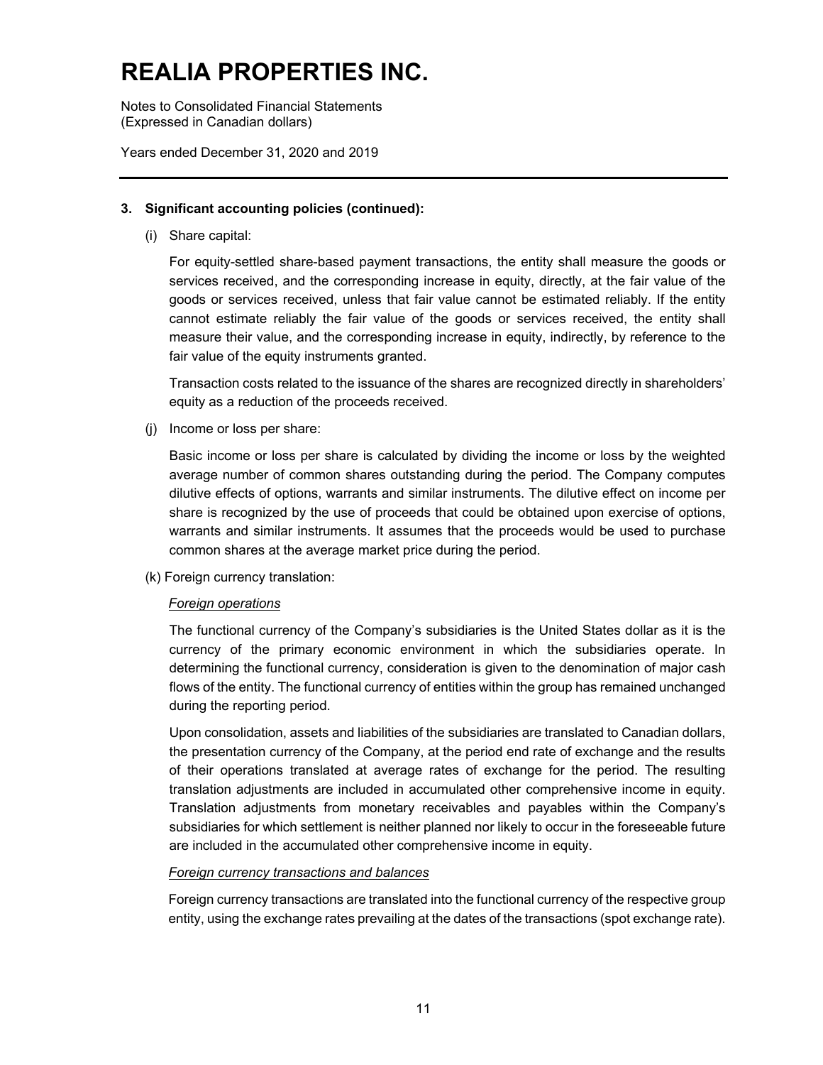# REALIA PROPERTIES INC.

Notes to Consolidated Financial Statements
(Expressed in Canadian dollars)

Years ended December 31, 2020 and 2019

**3. Significant accounting policies (continued):**

(i) Share capital:

For equity-settled share-based payment transactions, the entity shall measure the goods or services received, and the corresponding increase in equity, directly, at the fair value of the goods or services received, unless that fair value cannot be estimated reliably. If the entity cannot estimate reliably the fair value of the goods or services received, the entity shall measure their value, and the corresponding increase in equity, indirectly, by reference to the fair value of the equity instruments granted.

Transaction costs related to the issuance of the shares are recognized directly in shareholders' equity as a reduction of the proceeds received.

(j) Income or loss per share:

Basic income or loss per share is calculated by dividing the income or loss by the weighted average number of common shares outstanding during the period. The Company computes dilutive effects of options, warrants and similar instruments. The dilutive effect on income per share is recognized by the use of proceeds that could be obtained upon exercise of options, warrants and similar instruments. It assumes that the proceeds would be used to purchase common shares at the average market price during the period.

(k) Foreign currency translation:

*Foreign operations*

The functional currency of the Company's subsidiaries is the United States dollar as it is the currency of the primary economic environment in which the subsidiaries operate. In determining the functional currency, consideration is given to the denomination of major cash flows of the entity. The functional currency of entities within the group has remained unchanged during the reporting period.

Upon consolidation, assets and liabilities of the subsidiaries are translated to Canadian dollars, the presentation currency of the Company, at the period end rate of exchange and the results of their operations translated at average rates of exchange for the period. The resulting translation adjustments are included in accumulated other comprehensive income in equity. Translation adjustments from monetary receivables and payables within the Company's subsidiaries for which settlement is neither planned nor likely to occur in the foreseeable future are included in the accumulated other comprehensive income in equity.

*Foreign currency transactions and balances*

Foreign currency transactions are translated into the functional currency of the respective group entity, using the exchange rates prevailing at the dates of the transactions (spot exchange rate).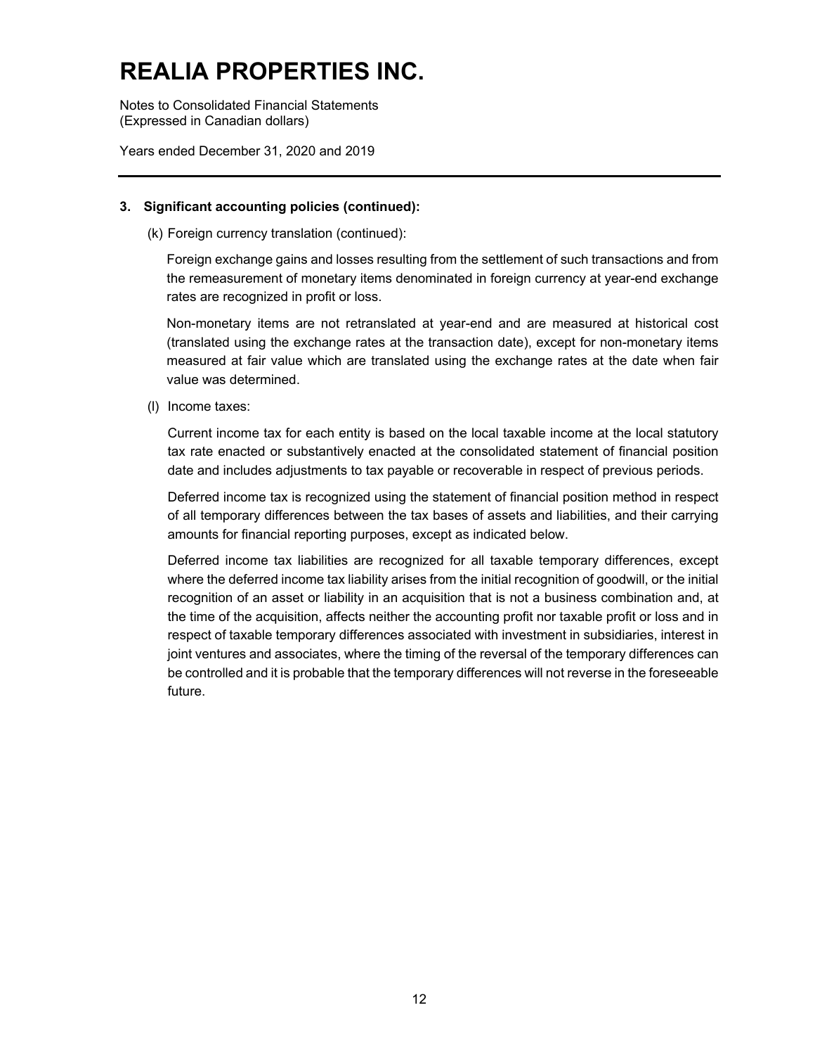# REALIA PROPERTIES INC.

Notes to Consolidated Financial Statements
(Expressed in Canadian dollars)

Years ended December 31, 2020 and 2019

**3. Significant accounting policies (continued):**

(k) Foreign currency translation (continued):

Foreign exchange gains and losses resulting from the settlement of such transactions and from the remeasurement of monetary items denominated in foreign currency at year-end exchange rates are recognized in profit or loss.

Non-monetary items are not retranslated at year-end and are measured at historical cost (translated using the exchange rates at the transaction date), except for non-monetary items measured at fair value which are translated using the exchange rates at the date when fair value was determined.

(l) Income taxes:

Current income tax for each entity is based on the local taxable income at the local statutory tax rate enacted or substantively enacted at the consolidated statement of financial position date and includes adjustments to tax payable or recoverable in respect of previous periods.

Deferred income tax is recognized using the statement of financial position method in respect of all temporary differences between the tax bases of assets and liabilities, and their carrying amounts for financial reporting purposes, except as indicated below.

Deferred income tax liabilities are recognized for all taxable temporary differences, except where the deferred income tax liability arises from the initial recognition of goodwill, or the initial recognition of an asset or liability in an acquisition that is not a business combination and, at the time of the acquisition, affects neither the accounting profit nor taxable profit or loss and in respect of taxable temporary differences associated with investment in subsidiaries, interest in joint ventures and associates, where the timing of the reversal of the temporary differences can be controlled and it is probable that the temporary differences will not reverse in the foreseeable future.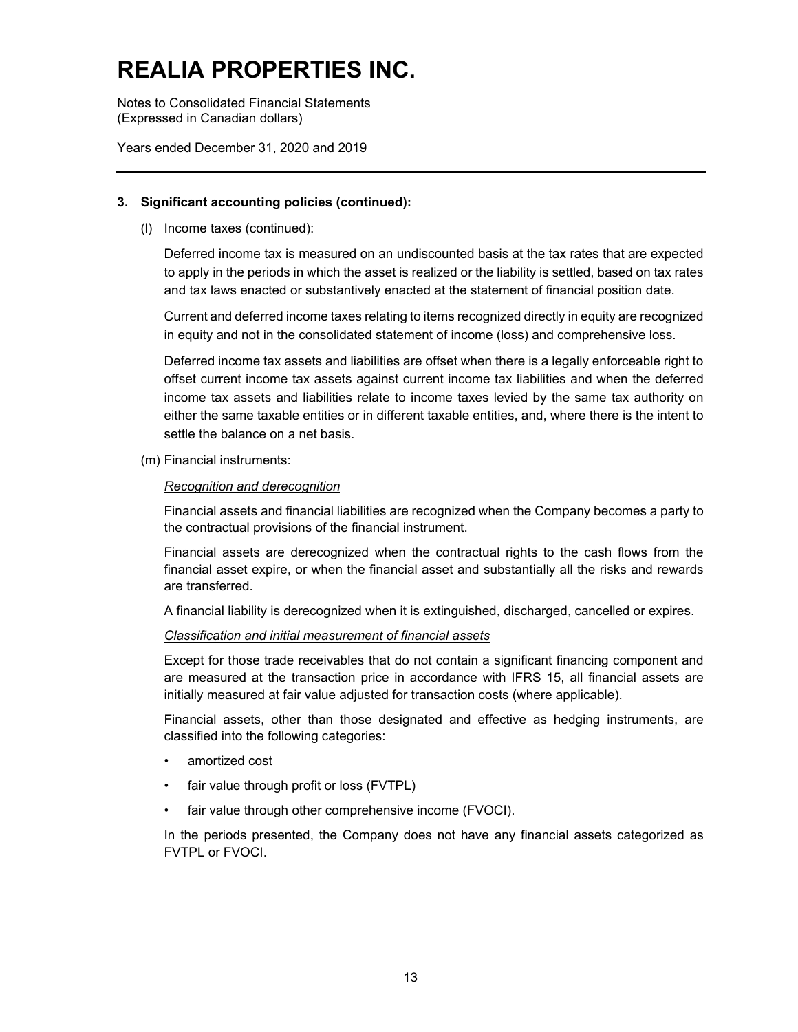# REALIA PROPERTIES INC.

Notes to Consolidated Financial Statements
(Expressed in Canadian dollars)

Years ended December 31, 2020 and 2019

---

### 3. Significant accounting policies (continued):

(l) Income taxes (continued):

Deferred income tax is measured on an undiscounted basis at the tax rates that are expected to apply in the periods in which the asset is realized or the liability is settled, based on tax rates and tax laws enacted or substantively enacted at the statement of financial position date.

Current and deferred income taxes relating to items recognized directly in equity are recognized in equity and not in the consolidated statement of income (loss) and comprehensive loss.

Deferred income tax assets and liabilities are offset when there is a legally enforceable right to offset current income tax assets against current income tax liabilities and when the deferred income tax assets and liabilities relate to income taxes levied by the same tax authority on either the same taxable entities or in different taxable entities, and, where there is the intent to settle the balance on a net basis.

(m) Financial instruments:

*Recognition and derecognition*

Financial assets and financial liabilities are recognized when the Company becomes a party to the contractual provisions of the financial instrument.

Financial assets are derecognized when the contractual rights to the cash flows from the financial asset expire, or when the financial asset and substantially all the risks and rewards are transferred.

A financial liability is derecognized when it is extinguished, discharged, cancelled or expires.

*Classification and initial measurement of financial assets*

Except for those trade receivables that do not contain a significant financing component and are measured at the transaction price in accordance with IFRS 15, all financial assets are initially measured at fair value adjusted for transaction costs (where applicable).

Financial assets, other than those designated and effective as hedging instruments, are classified into the following categories:

- amortized cost
- fair value through profit or loss (FVTPL)
- fair value through other comprehensive income (FVOCI).

In the periods presented, the Company does not have any financial assets categorized as FVTPL or FVOCI.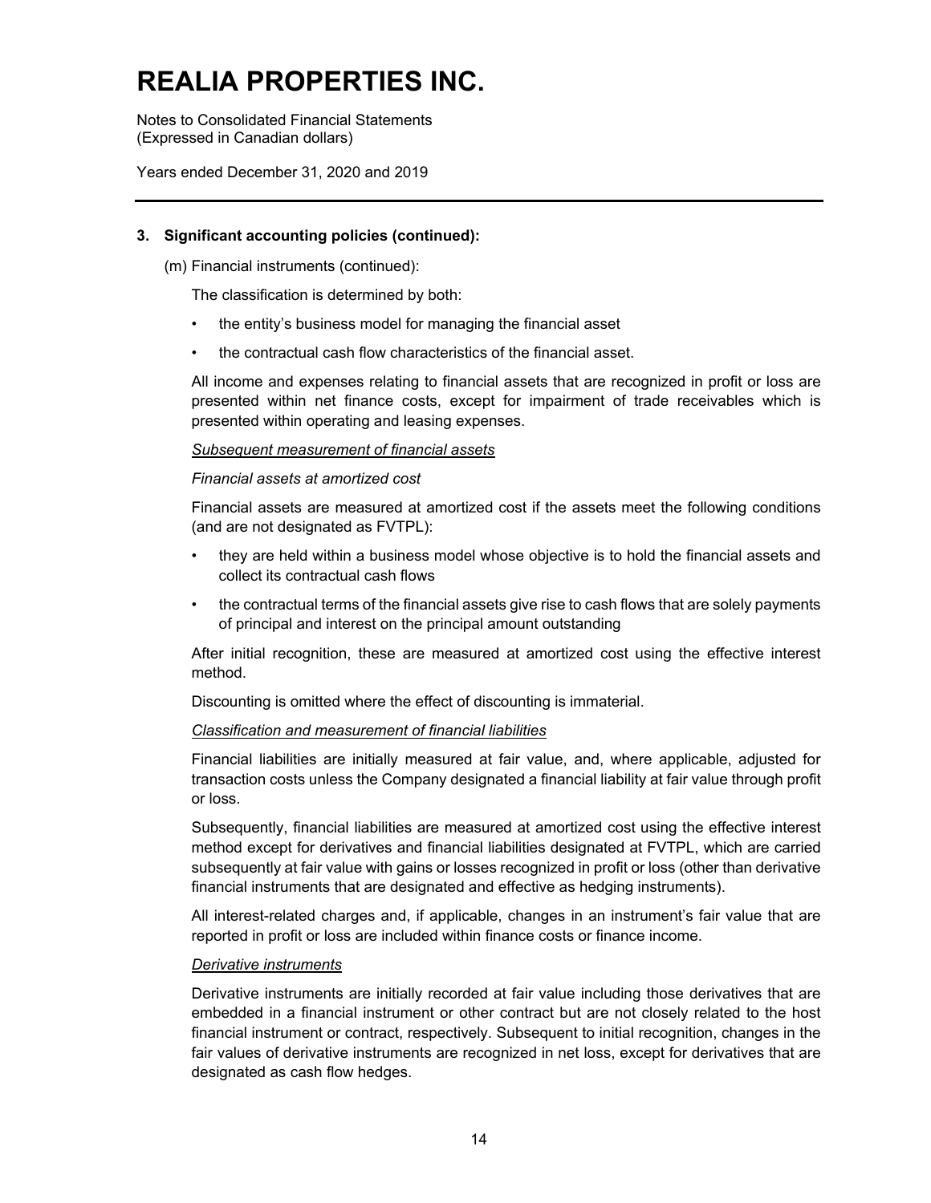# REALIA PROPERTIES INC.

Notes to Consolidated Financial Statements
(Expressed in Canadian dollars)

Years ended December 31, 2020 and 2019

**3. Significant accounting policies (continued):**

(m) Financial instruments (continued):

The classification is determined by both:

- the entity's business model for managing the financial asset
- the contractual cash flow characteristics of the financial asset.

All income and expenses relating to financial assets that are recognized in profit or loss are presented within net finance costs, except for impairment of trade receivables which is presented within operating and leasing expenses.

<u>*Subsequent measurement of financial assets*</u>

*Financial assets at amortized cost*

Financial assets are measured at amortized cost if the assets meet the following conditions (and are not designated as FVTPL):

- they are held within a business model whose objective is to hold the financial assets and collect its contractual cash flows
- the contractual terms of the financial assets give rise to cash flows that are solely payments of principal and interest on the principal amount outstanding

After initial recognition, these are measured at amortized cost using the effective interest method.

Discounting is omitted where the effect of discounting is immaterial.

<u>*Classification and measurement of financial liabilities*</u>

Financial liabilities are initially measured at fair value, and, where applicable, adjusted for transaction costs unless the Company designated a financial liability at fair value through profit or loss.

Subsequently, financial liabilities are measured at amortized cost using the effective interest method except for derivatives and financial liabilities designated at FVTPL, which are carried subsequently at fair value with gains or losses recognized in profit or loss (other than derivative financial instruments that are designated and effective as hedging instruments).

All interest-related charges and, if applicable, changes in an instrument's fair value that are reported in profit or loss are included within finance costs or finance income.

<u>*Derivative instruments*</u>

Derivative instruments are initially recorded at fair value including those derivatives that are embedded in a financial instrument or other contract but are not closely related to the host financial instrument or contract, respectively. Subsequent to initial recognition, changes in the fair values of derivative instruments are recognized in net loss, except for derivatives that are designated as cash flow hedges.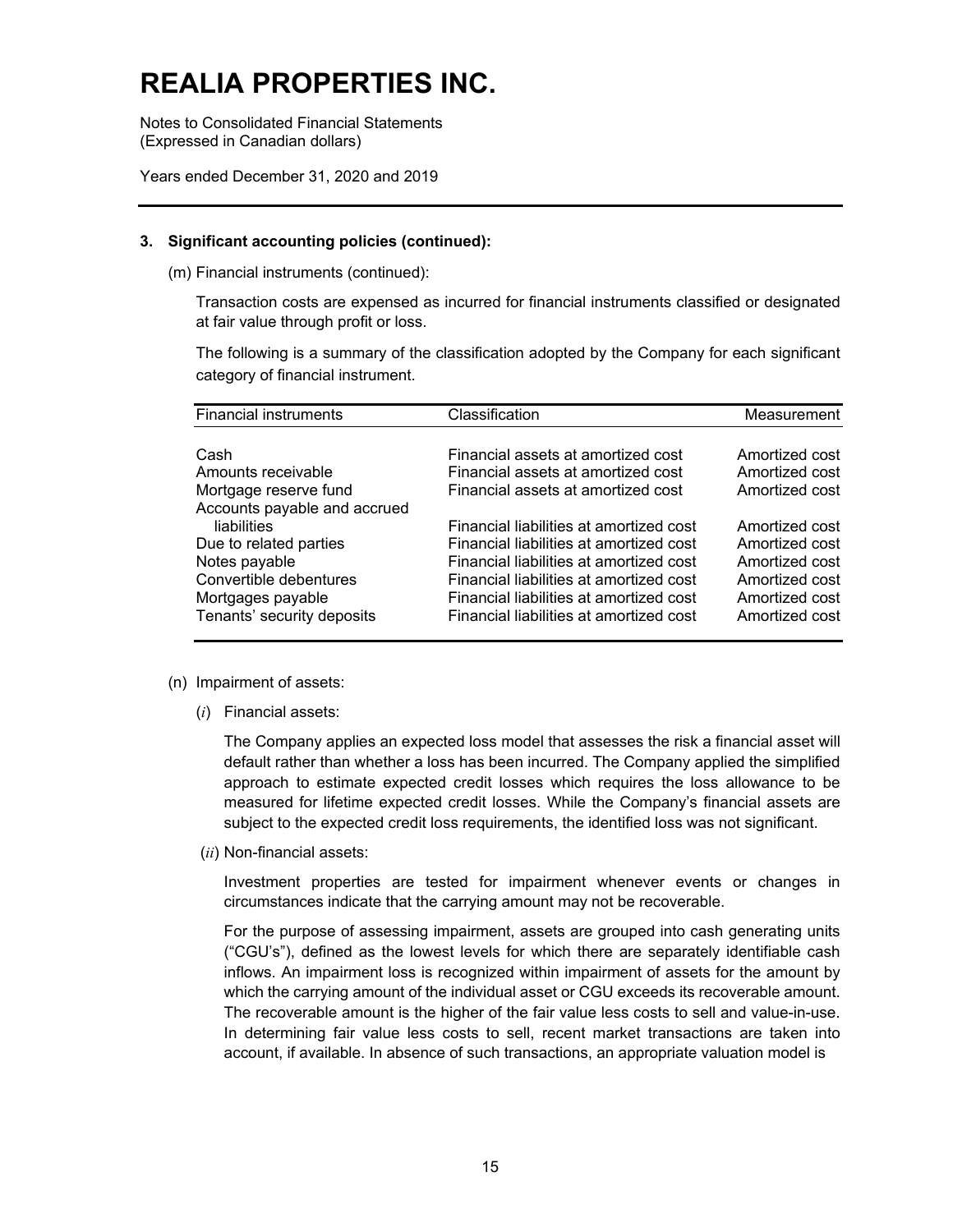# REALIA PROPERTIES INC.

Notes to Consolidated Financial Statements
(Expressed in Canadian dollars)

Years ended December 31, 2020 and 2019

**3. Significant accounting policies (continued):**

(m) Financial instruments (continued):

Transaction costs are expensed as incurred for financial instruments classified or designated at fair value through profit or loss.

The following is a summary of the classification adopted by the Company for each significant category of financial instrument.

| Financial instruments | Classification | Measurement |
|---|---|---|
| Cash | Financial assets at amortized cost | Amortized cost |
| Amounts receivable | Financial assets at amortized cost | Amortized cost |
| Mortgage reserve fund | Financial assets at amortized cost | Amortized cost |
| Accounts payable and accrued liabilities | Financial liabilities at amortized cost | Amortized cost |
| Due to related parties | Financial liabilities at amortized cost | Amortized cost |
| Notes payable | Financial liabilities at amortized cost | Amortized cost |
| Convertible debentures | Financial liabilities at amortized cost | Amortized cost |
| Mortgages payable | Financial liabilities at amortized cost | Amortized cost |
| Tenants' security deposits | Financial liabilities at amortized cost | Amortized cost |

(n) Impairment of assets:

(*i*) Financial assets:

The Company applies an expected loss model that assesses the risk a financial asset will default rather than whether a loss has been incurred. The Company applied the simplified approach to estimate expected credit losses which requires the loss allowance to be measured for lifetime expected credit losses. While the Company's financial assets are subject to the expected credit loss requirements, the identified loss was not significant.

(*ii*) Non-financial assets:

Investment properties are tested for impairment whenever events or changes in circumstances indicate that the carrying amount may not be recoverable.

For the purpose of assessing impairment, assets are grouped into cash generating units ("CGU's"), defined as the lowest levels for which there are separately identifiable cash inflows. An impairment loss is recognized within impairment of assets for the amount by which the carrying amount of the individual asset or CGU exceeds its recoverable amount. The recoverable amount is the higher of the fair value less costs to sell and value-in-use. In determining fair value less costs to sell, recent market transactions are taken into account, if available. In absence of such transactions, an appropriate valuation model is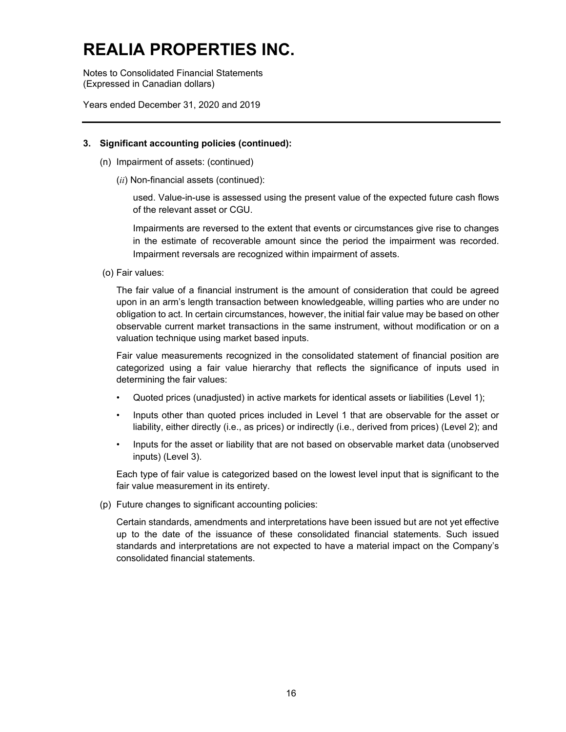### 3. Significant accounting policies (continued):

(n) Impairment of assets: (continued)

(*ii*) Non-financial assets (continued):

used. Value-in-use is assessed using the present value of the expected future cash flows of the relevant asset or CGU.

Impairments are reversed to the extent that events or circumstances give rise to changes in the estimate of recoverable amount since the period the impairment was recorded. Impairment reversals are recognized within impairment of assets.

(o) Fair values:

The fair value of a financial instrument is the amount of consideration that could be agreed upon in an arm's length transaction between knowledgeable, willing parties who are under no obligation to act. In certain circumstances, however, the initial fair value may be based on other observable current market transactions in the same instrument, without modification or on a valuation technique using market based inputs.

Fair value measurements recognized in the consolidated statement of financial position are categorized using a fair value hierarchy that reflects the significance of inputs used in determining the fair values:

- Quoted prices (unadjusted) in active markets for identical assets or liabilities (Level 1);
- Inputs other than quoted prices included in Level 1 that are observable for the asset or liability, either directly (i.e., as prices) or indirectly (i.e., derived from prices) (Level 2); and
- Inputs for the asset or liability that are not based on observable market data (unobserved inputs) (Level 3).

Each type of fair value is categorized based on the lowest level input that is significant to the fair value measurement in its entirety.

(p) Future changes to significant accounting policies:

Certain standards, amendments and interpretations have been issued but are not yet effective up to the date of the issuance of these consolidated financial statements. Such issued standards and interpretations are not expected to have a material impact on the Company's consolidated financial statements.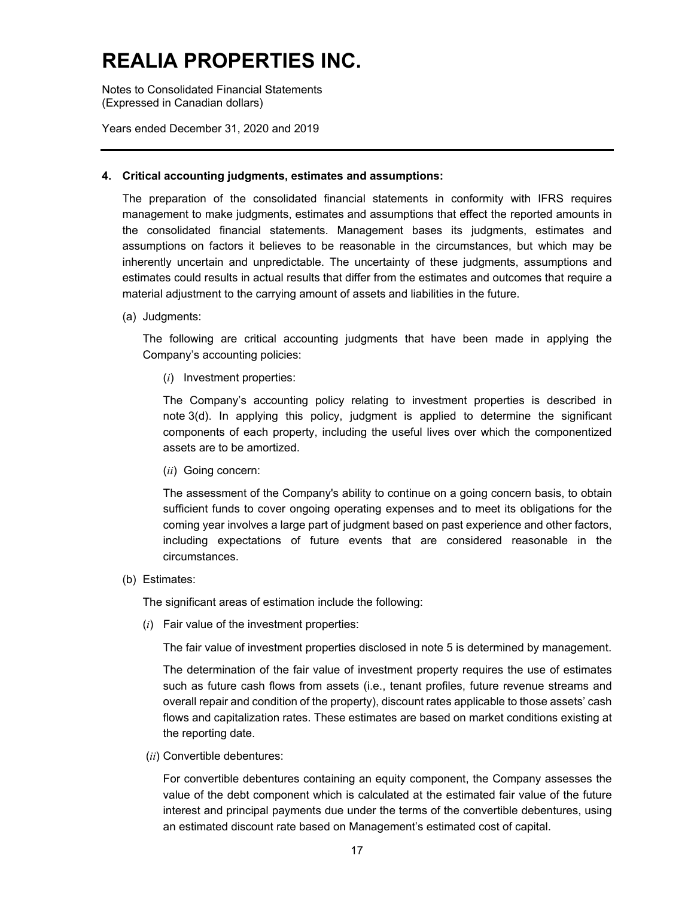# REALIA PROPERTIES INC.

Notes to Consolidated Financial Statements
(Expressed in Canadian dollars)

Years ended December 31, 2020 and 2019

**4. Critical accounting judgments, estimates and assumptions:**

The preparation of the consolidated financial statements in conformity with IFRS requires management to make judgments, estimates and assumptions that effect the reported amounts in the consolidated financial statements. Management bases its judgments, estimates and assumptions on factors it believes to be reasonable in the circumstances, but which may be inherently uncertain and unpredictable. The uncertainty of these judgments, assumptions and estimates could results in actual results that differ from the estimates and outcomes that require a material adjustment to the carrying amount of assets and liabilities in the future.

(a) Judgments:

The following are critical accounting judgments that have been made in applying the Company's accounting policies:

(*i*) Investment properties:

The Company's accounting policy relating to investment properties is described in note 3(d). In applying this policy, judgment is applied to determine the significant components of each property, including the useful lives over which the componentized assets are to be amortized.

(*ii*) Going concern:

The assessment of the Company's ability to continue on a going concern basis, to obtain sufficient funds to cover ongoing operating expenses and to meet its obligations for the coming year involves a large part of judgment based on past experience and other factors, including expectations of future events that are considered reasonable in the circumstances.

(b) Estimates:

The significant areas of estimation include the following:

(*i*) Fair value of the investment properties:

The fair value of investment properties disclosed in note 5 is determined by management.

The determination of the fair value of investment property requires the use of estimates such as future cash flows from assets (i.e., tenant profiles, future revenue streams and overall repair and condition of the property), discount rates applicable to those assets' cash flows and capitalization rates. These estimates are based on market conditions existing at the reporting date.

(*ii*) Convertible debentures:

For convertible debentures containing an equity component, the Company assesses the value of the debt component which is calculated at the estimated fair value of the future interest and principal payments due under the terms of the convertible debentures, using an estimated discount rate based on Management's estimated cost of capital.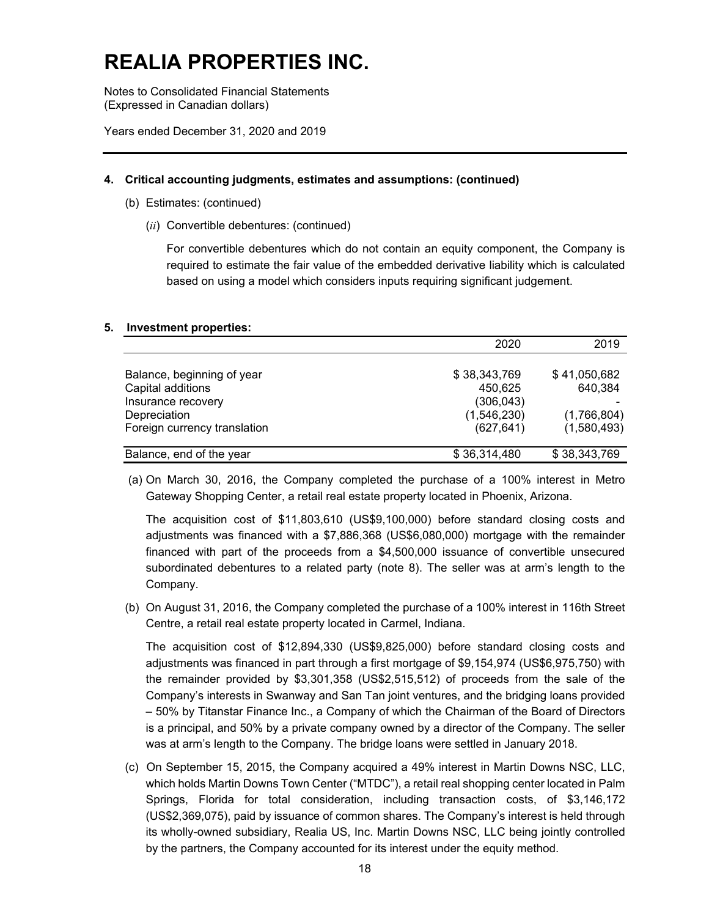# REALIA PROPERTIES INC.

Notes to Consolidated Financial Statements
(Expressed in Canadian dollars)

Years ended December 31, 2020 and 2019

**4. Critical accounting judgments, estimates and assumptions: (continued)**

(b) Estimates: (continued)

(*ii*) Convertible debentures: (continued)

For convertible debentures which do not contain an equity component, the Company is required to estimate the fair value of the embedded derivative liability which is calculated based on using a model which considers inputs requiring significant judgement.

**5. Investment properties:**

| | 2020 | 2019 |
|---|---|---|
| Balance, beginning of year | $ 38,343,769 | $ 41,050,682 |
| Capital additions | 450,625 | 640,384 |
| Insurance recovery | (306,043) | - |
| Depreciation | (1,546,230) | (1,766,804) |
| Foreign currency translation | (627,641) | (1,580,493) |
| Balance, end of the year | $ 36,314,480 | $ 38,343,769 |

(a) On March 30, 2016, the Company completed the purchase of a 100% interest in Metro Gateway Shopping Center, a retail real estate property located in Phoenix, Arizona.

The acquisition cost of $11,803,610 (US$9,100,000) before standard closing costs and adjustments was financed with a $7,886,368 (US$6,080,000) mortgage with the remainder financed with part of the proceeds from a $4,500,000 issuance of convertible unsecured subordinated debentures to a related party (note 8). The seller was at arm's length to the Company.

(b) On August 31, 2016, the Company completed the purchase of a 100% interest in 116th Street Centre, a retail real estate property located in Carmel, Indiana.

The acquisition cost of $12,894,330 (US$9,825,000) before standard closing costs and adjustments was financed in part through a first mortgage of $9,154,974 (US$6,975,750) with the remainder provided by $3,301,358 (US$2,515,512) of proceeds from the sale of the Company's interests in Swanway and San Tan joint ventures, and the bridging loans provided – 50% by Titanstar Finance Inc., a Company of which the Chairman of the Board of Directors is a principal, and 50% by a private company owned by a director of the Company. The seller was at arm's length to the Company. The bridge loans were settled in January 2018.

(c) On September 15, 2015, the Company acquired a 49% interest in Martin Downs NSC, LLC, which holds Martin Downs Town Center ("MTDC"), a retail real shopping center located in Palm Springs, Florida for total consideration, including transaction costs, of $3,146,172 (US$2,369,075), paid by issuance of common shares. The Company's interest is held through its wholly-owned subsidiary, Realia US, Inc. Martin Downs NSC, LLC being jointly controlled by the partners, the Company accounted for its interest under the equity method.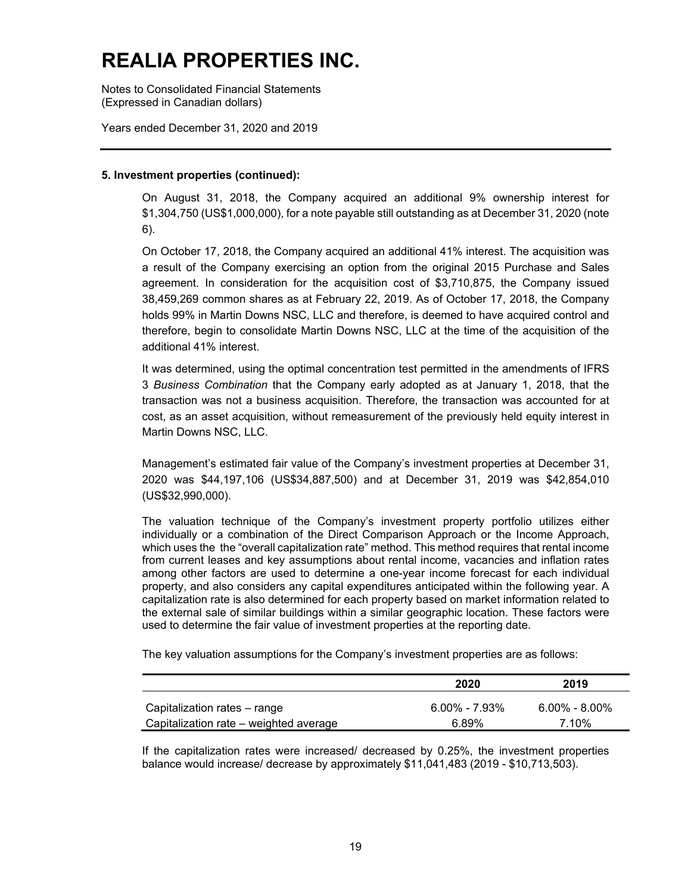### 5. Investment properties (continued):

On August 31, 2018, the Company acquired an additional 9% ownership interest for $1,304,750 (US$1,000,000), for a note payable still outstanding as at December 31, 2020 (note 6).

On October 17, 2018, the Company acquired an additional 41% interest. The acquisition was a result of the Company exercising an option from the original 2015 Purchase and Sales agreement. In consideration for the acquisition cost of $3,710,875, the Company issued 38,459,269 common shares as at February 22, 2019. As of October 17, 2018, the Company holds 99% in Martin Downs NSC, LLC and therefore, is deemed to have acquired control and therefore, begin to consolidate Martin Downs NSC, LLC at the time of the acquisition of the additional 41% interest.

It was determined, using the optimal concentration test permitted in the amendments of IFRS 3 *Business Combination* that the Company early adopted as at January 1, 2018, that the transaction was not a business acquisition. Therefore, the transaction was accounted for at cost, as an asset acquisition, without remeasurement of the previously held equity interest in Martin Downs NSC, LLC.

Management's estimated fair value of the Company's investment properties at December 31, 2020 was $44,197,106 (US$34,887,500) and at December 31, 2019 was $42,854,010 (US$32,990,000).

The valuation technique of the Company's investment property portfolio utilizes either individually or a combination of the Direct Comparison Approach or the Income Approach, which uses the the "overall capitalization rate" method. This method requires that rental income from current leases and key assumptions about rental income, vacancies and inflation rates among other factors are used to determine a one-year income forecast for each individual property, and also considers any capital expenditures anticipated within the following year. A capitalization rate is also determined for each property based on market information related to the external sale of similar buildings within a similar geographic location. These factors were used to determine the fair value of investment properties at the reporting date.

The key valuation assumptions for the Company's investment properties are as follows:

| | 2020 | 2019 |
|---|---|---|
| Capitalization rates – range | 6.00% - 7.93% | 6.00% - 8.00% |
| Capitalization rate – weighted average | 6.89% | 7.10% |

If the capitalization rates were increased/ decreased by 0.25%, the investment properties balance would increase/ decrease by approximately $11,041,483 (2019 - $10,713,503).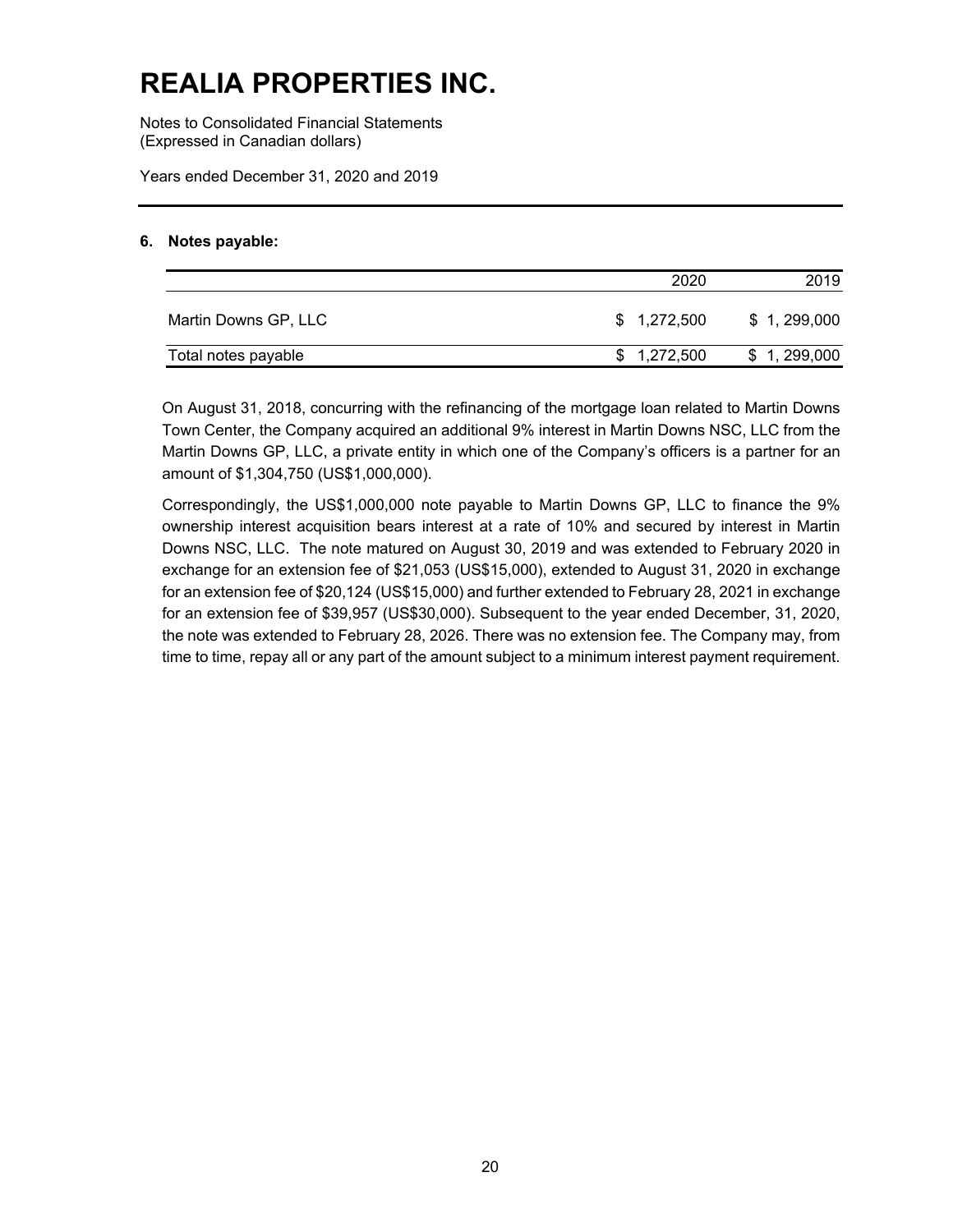# REALIA PROPERTIES INC.

Notes to Consolidated Financial Statements
(Expressed in Canadian dollars)

Years ended December 31, 2020 and 2019

---

**6. Notes payable:**

| | 2020 | 2019 |
|---|---|---|
| Martin Downs GP, LLC | $ 1,272,500 | $ 1, 299,000 |
| Total notes payable | $ 1,272,500 | $ 1, 299,000 |

On August 31, 2018, concurring with the refinancing of the mortgage loan related to Martin Downs Town Center, the Company acquired an additional 9% interest in Martin Downs NSC, LLC from the Martin Downs GP, LLC, a private entity in which one of the Company's officers is a partner for an amount of $1,304,750 (US$1,000,000).

Correspondingly, the US$1,000,000 note payable to Martin Downs GP, LLC to finance the 9% ownership interest acquisition bears interest at a rate of 10% and secured by interest in Martin Downs NSC, LLC. The note matured on August 30, 2019 and was extended to February 2020 in exchange for an extension fee of $21,053 (US$15,000), extended to August 31, 2020 in exchange for an extension fee of $20,124 (US$15,000) and further extended to February 28, 2021 in exchange for an extension fee of $39,957 (US$30,000). Subsequent to the year ended December, 31, 2020, the note was extended to February 28, 2026. There was no extension fee. The Company may, from time to time, repay all or any part of the amount subject to a minimum interest payment requirement.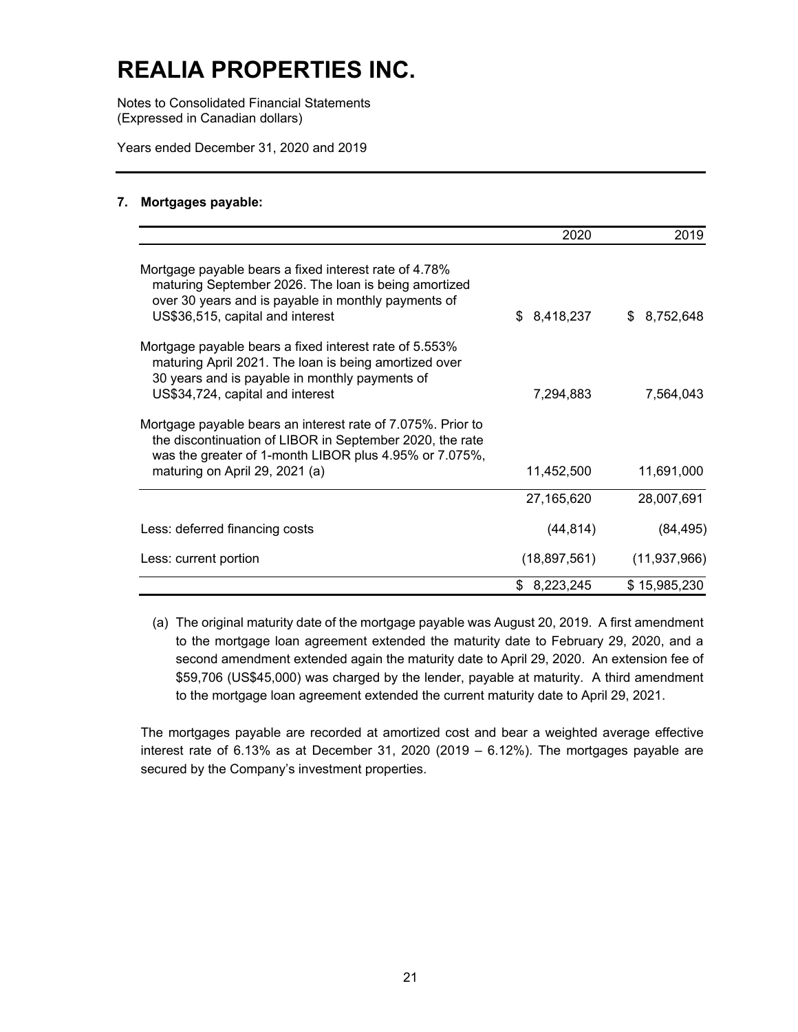# REALIA PROPERTIES INC.

Notes to Consolidated Financial Statements
(Expressed in Canadian dollars)

Years ended December 31, 2020 and 2019

## 7. Mortgages payable:

| | 2020 | 2019 |
|---|---|---|
| Mortgage payable bears a fixed interest rate of 4.78% maturing September 2026. The loan is being amortized over 30 years and is payable in monthly payments of US$36,515, capital and interest | $ 8,418,237 | $ 8,752,648 |
| Mortgage payable bears a fixed interest rate of 5.553% maturing April 2021. The loan is being amortized over 30 years and is payable in monthly payments of US$34,724, capital and interest | 7,294,883 | 7,564,043 |
| Mortgage payable bears an interest rate of 7.075%. Prior to the discontinuation of LIBOR in September 2020, the rate was the greater of 1-month LIBOR plus 4.95% or 7.075%, maturing on April 29, 2021 (a) | 11,452,500 | 11,691,000 |
| | 27,165,620 | 28,007,691 |
| Less: deferred financing costs | (44,814) | (84,495) |
| Less: current portion | (18,897,561) | (11,937,966) |
| | $ 8,223,245 | $ 15,985,230 |

(a) The original maturity date of the mortgage payable was August 20, 2019. A first amendment to the mortgage loan agreement extended the maturity date to February 29, 2020, and a second amendment extended again the maturity date to April 29, 2020. An extension fee of $59,706 (US$45,000) was charged by the lender, payable at maturity. A third amendment to the mortgage loan agreement extended the current maturity date to April 29, 2021.

The mortgages payable are recorded at amortized cost and bear a weighted average effective interest rate of 6.13% as at December 31, 2020 (2019 – 6.12%). The mortgages payable are secured by the Company's investment properties.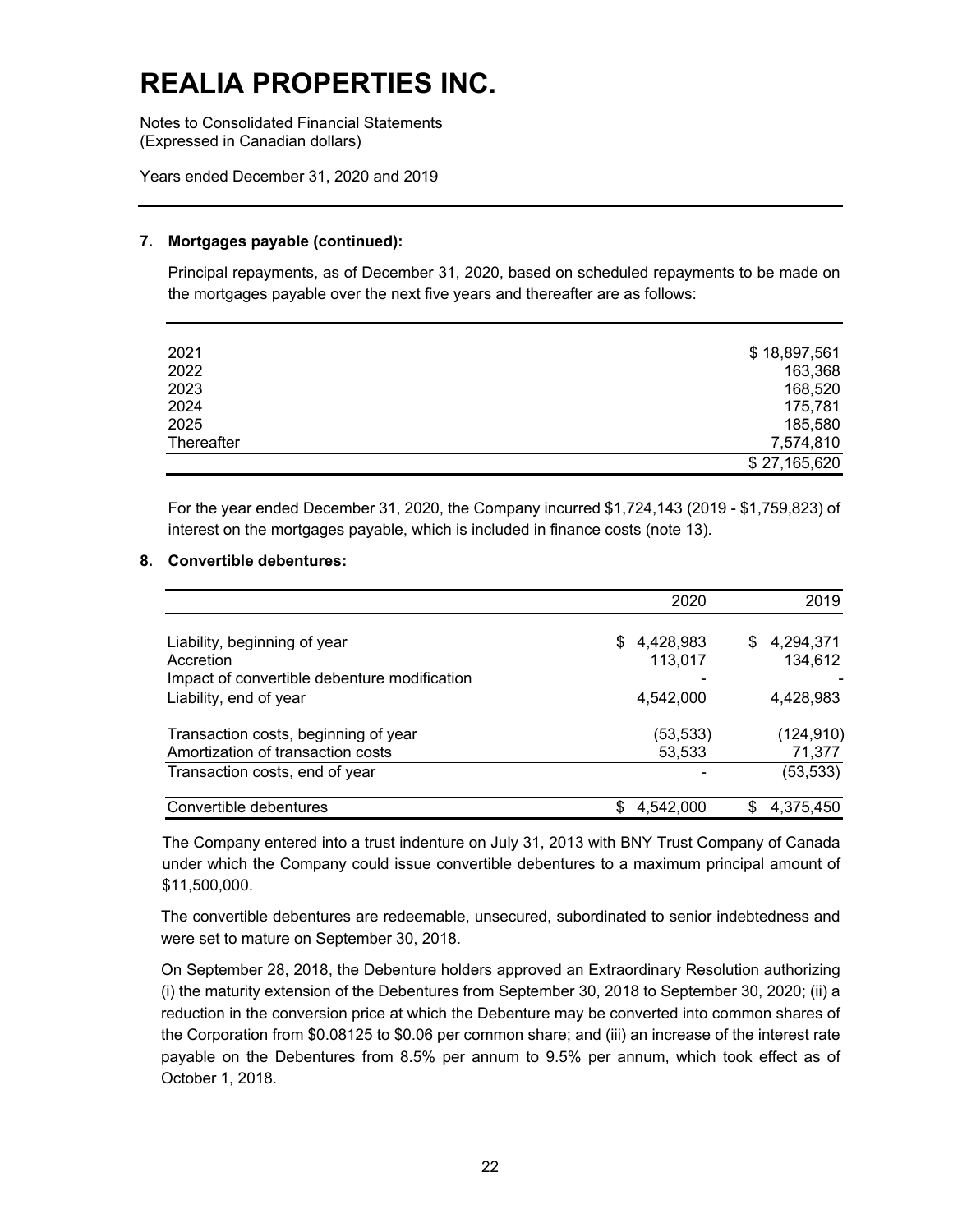# REALIA PROPERTIES INC.

Notes to Consolidated Financial Statements
(Expressed in Canadian dollars)

Years ended December 31, 2020 and 2019

## 7. Mortgages payable (continued):

Principal repayments, as of December 31, 2020, based on scheduled repayments to be made on the mortgages payable over the next five years and thereafter are as follows:

| | |
|---|---|
| 2021 | $ 18,897,561 |
| 2022 | 163,368 |
| 2023 | 168,520 |
| 2024 | 175,781 |
| 2025 | 185,580 |
| Thereafter | 7,574,810 |
| | $ 27,165,620 |

For the year ended December 31, 2020, the Company incurred $1,724,143 (2019 - $1,759,823) of interest on the mortgages payable, which is included in finance costs (note 13).

## 8. Convertible debentures:

| | 2020 | 2019 |
|---|---|---|
| Liability, beginning of year | $ 4,428,983 | $ 4,294,371 |
| Accretion | 113,017 | 134,612 |
| Impact of convertible debenture modification | - | - |
| Liability, end of year | 4,542,000 | 4,428,983 |
| Transaction costs, beginning of year | (53,533) | (124,910) |
| Amortization of transaction costs | 53,533 | 71,377 |
| Transaction costs, end of year | - | (53,533) |
| Convertible debentures | $ 4,542,000 | $ 4,375,450 |

The Company entered into a trust indenture on July 31, 2013 with BNY Trust Company of Canada under which the Company could issue convertible debentures to a maximum principal amount of $11,500,000.

The convertible debentures are redeemable, unsecured, subordinated to senior indebtedness and were set to mature on September 30, 2018.

On September 28, 2018, the Debenture holders approved an Extraordinary Resolution authorizing (i) the maturity extension of the Debentures from September 30, 2018 to September 30, 2020; (ii) a reduction in the conversion price at which the Debenture may be converted into common shares of the Corporation from $0.08125 to $0.06 per common share; and (iii) an increase of the interest rate payable on the Debentures from 8.5% per annum to 9.5% per annum, which took effect as of October 1, 2018.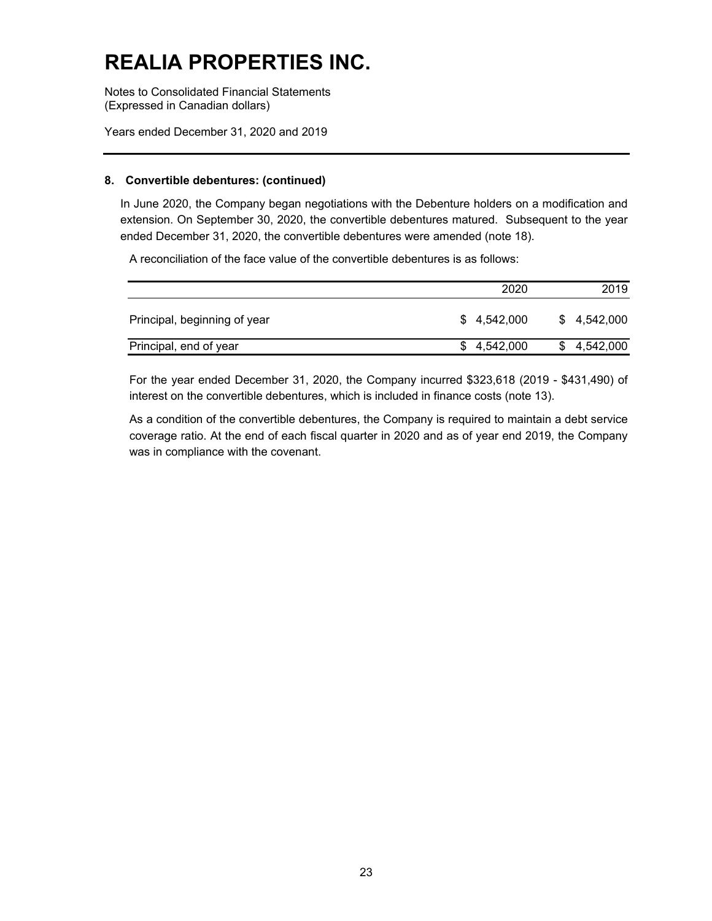# REALIA PROPERTIES INC.

Notes to Consolidated Financial Statements
(Expressed in Canadian dollars)

Years ended December 31, 2020 and 2019

### 8. Convertible debentures: (continued)

In June 2020, the Company began negotiations with the Debenture holders on a modification and extension. On September 30, 2020, the convertible debentures matured. Subsequent to the year ended December 31, 2020, the convertible debentures were amended (note 18).

A reconciliation of the face value of the convertible debentures is as follows:

| | 2020 | 2019 |
|---|---|---|
| Principal, beginning of year | $ 4,542,000 | $ 4,542,000 |
| Principal, end of year | $ 4,542,000 | $ 4,542,000 |

For the year ended December 31, 2020, the Company incurred $323,618 (2019 - $431,490) of interest on the convertible debentures, which is included in finance costs (note 13).

As a condition of the convertible debentures, the Company is required to maintain a debt service coverage ratio. At the end of each fiscal quarter in 2020 and as of year end 2019, the Company was in compliance with the covenant.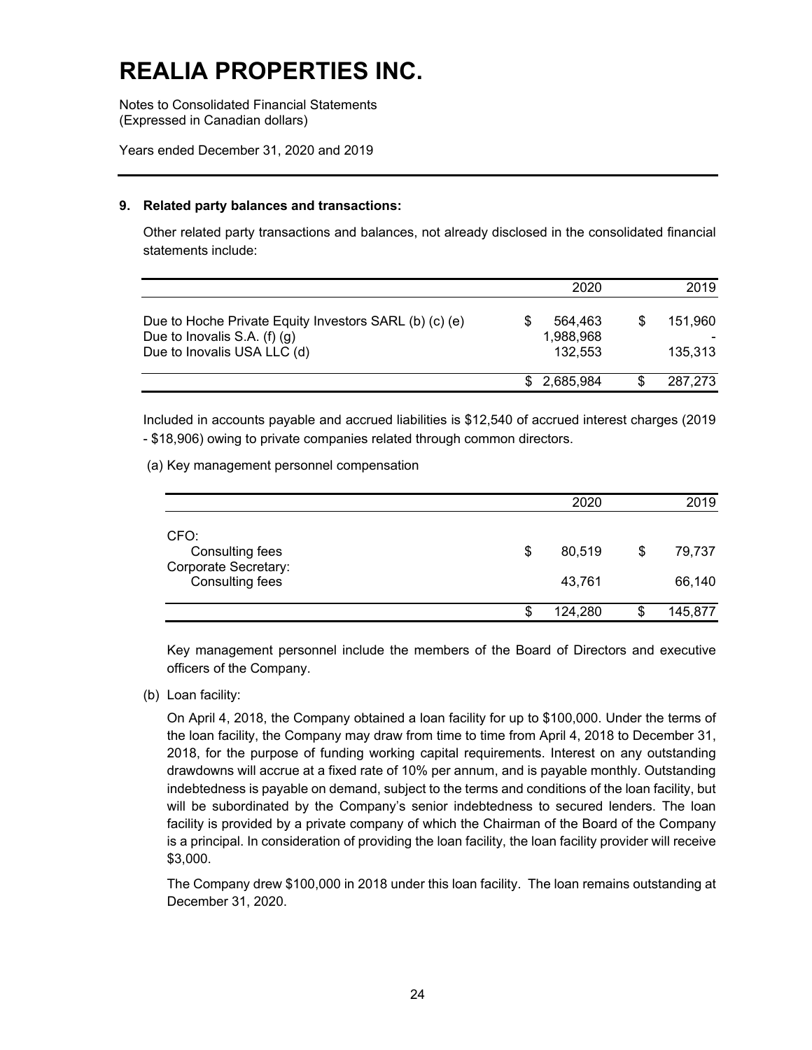# REALIA PROPERTIES INC.

Notes to Consolidated Financial Statements
(Expressed in Canadian dollars)

Years ended December 31, 2020 and 2019

## 9. Related party balances and transactions:

Other related party transactions and balances, not already disclosed in the consolidated financial statements include:

| | 2020 | 2019 |
|---|---|---|
| Due to Hoche Private Equity Investors SARL (b) (c) (e) | $ 564,463 | $ 151,960 |
| Due to Inovalis S.A. (f) (g) | 1,988,968 | - |
| Due to Inovalis USA LLC (d) | 132,553 | 135,313 |
| | $ 2,685,984 | $ 287,273 |

Included in accounts payable and accrued liabilities is $12,540 of accrued interest charges (2019 - $18,906) owing to private companies related through common directors.

(a) Key management personnel compensation

| | 2020 | 2019 |
|---|---|---|
| CFO: | | |
| Consulting fees | $ 80,519 | $ 79,737 |
| Corporate Secretary: | | |
| Consulting fees | 43,761 | 66,140 |
| | $ 124,280 | $ 145,877 |

Key management personnel include the members of the Board of Directors and executive officers of the Company.

(b) Loan facility:

On April 4, 2018, the Company obtained a loan facility for up to $100,000. Under the terms of the loan facility, the Company may draw from time to time from April 4, 2018 to December 31, 2018, for the purpose of funding working capital requirements. Interest on any outstanding drawdowns will accrue at a fixed rate of 10% per annum, and is payable monthly. Outstanding indebtedness is payable on demand, subject to the terms and conditions of the loan facility, but will be subordinated by the Company's senior indebtedness to secured lenders. The loan facility is provided by a private company of which the Chairman of the Board of the Company is a principal. In consideration of providing the loan facility, the loan facility provider will receive $3,000.

The Company drew $100,000 in 2018 under this loan facility. The loan remains outstanding at December 31, 2020.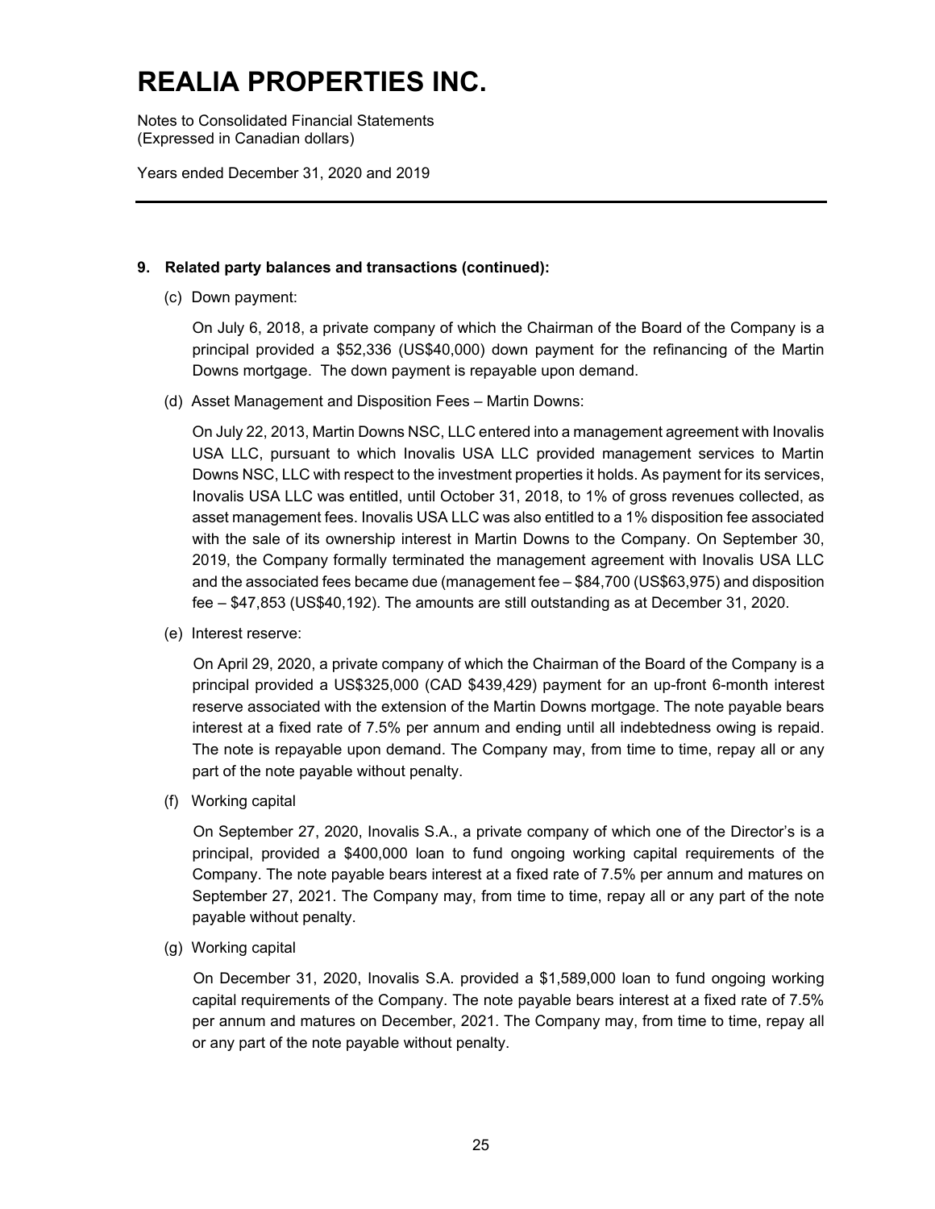# REALIA PROPERTIES INC.

Notes to Consolidated Financial Statements
(Expressed in Canadian dollars)

Years ended December 31, 2020 and 2019

**9. Related party balances and transactions (continued):**

(c) Down payment:

On July 6, 2018, a private company of which the Chairman of the Board of the Company is a principal provided a $52,336 (US$40,000) down payment for the refinancing of the Martin Downs mortgage. The down payment is repayable upon demand.

(d) Asset Management and Disposition Fees – Martin Downs:

On July 22, 2013, Martin Downs NSC, LLC entered into a management agreement with Inovalis USA LLC, pursuant to which Inovalis USA LLC provided management services to Martin Downs NSC, LLC with respect to the investment properties it holds. As payment for its services, Inovalis USA LLC was entitled, until October 31, 2018, to 1% of gross revenues collected, as asset management fees. Inovalis USA LLC was also entitled to a 1% disposition fee associated with the sale of its ownership interest in Martin Downs to the Company. On September 30, 2019, the Company formally terminated the management agreement with Inovalis USA LLC and the associated fees became due (management fee – $84,700 (US$63,975) and disposition fee – $47,853 (US$40,192). The amounts are still outstanding as at December 31, 2020.

(e) Interest reserve:

On April 29, 2020, a private company of which the Chairman of the Board of the Company is a principal provided a US$325,000 (CAD $439,429) payment for an up-front 6-month interest reserve associated with the extension of the Martin Downs mortgage. The note payable bears interest at a fixed rate of 7.5% per annum and ending until all indebtedness owing is repaid. The note is repayable upon demand. The Company may, from time to time, repay all or any part of the note payable without penalty.

(f) Working capital

On September 27, 2020, Inovalis S.A., a private company of which one of the Director's is a principal, provided a $400,000 loan to fund ongoing working capital requirements of the Company. The note payable bears interest at a fixed rate of 7.5% per annum and matures on September 27, 2021. The Company may, from time to time, repay all or any part of the note payable without penalty.

(g) Working capital

On December 31, 2020, Inovalis S.A. provided a $1,589,000 loan to fund ongoing working capital requirements of the Company. The note payable bears interest at a fixed rate of 7.5% per annum and matures on December, 2021. The Company may, from time to time, repay all or any part of the note payable without penalty.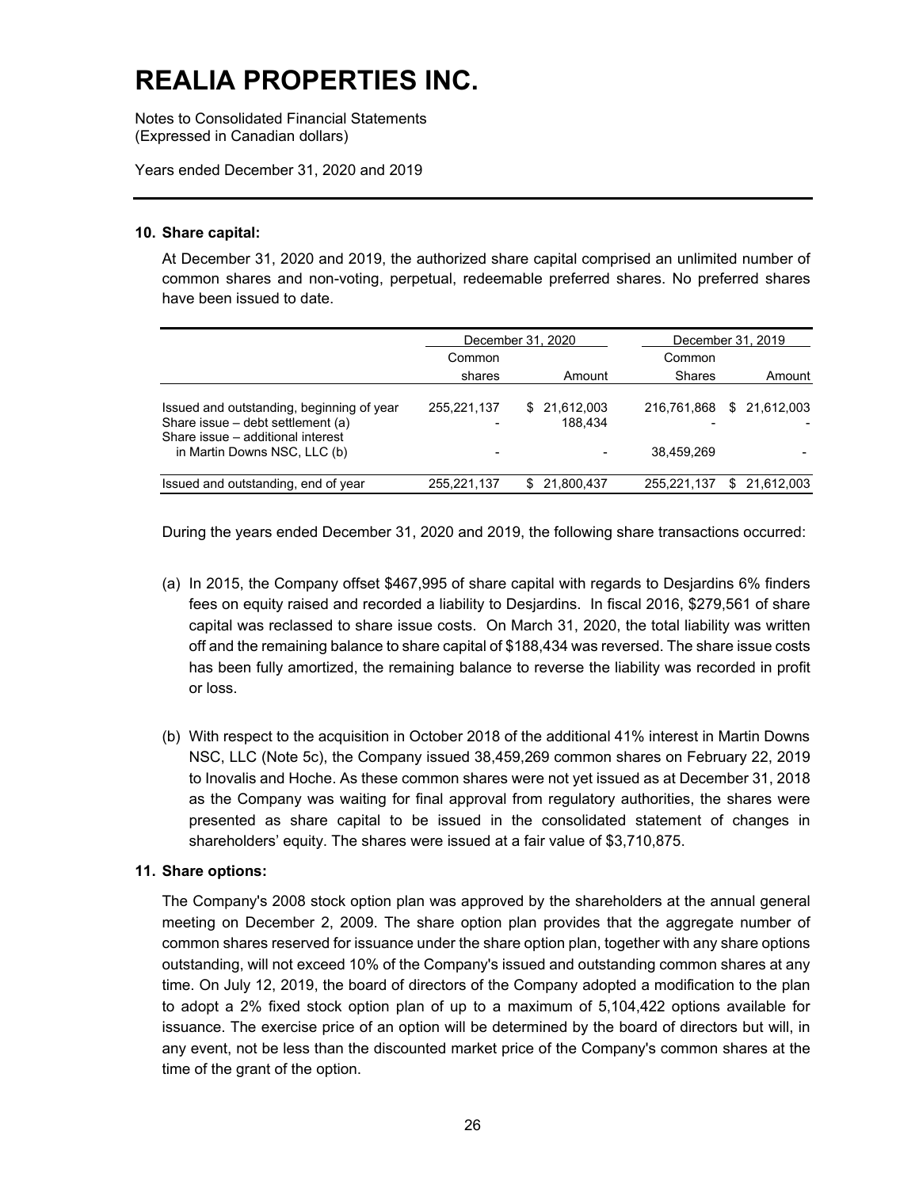# REALIA PROPERTIES INC.

Notes to Consolidated Financial Statements
(Expressed in Canadian dollars)

Years ended December 31, 2020 and 2019

## 10. Share capital:

At December 31, 2020 and 2019, the authorized share capital comprised an unlimited number of common shares and non-voting, perpetual, redeemable preferred shares. No preferred shares have been issued to date.

| | December 31, 2020 | | December 31, 2019 | |
|---|---|---|---|---|
| | Common shares | Amount | Common Shares | Amount |
| Issued and outstanding, beginning of year | 255,221,137 | $ 21,612,003 | 216,761,868 | $ 21,612,003 |
| Share issue – debt settlement (a) | - | 188,434 | - | - |
| Share issue – additional interest in Martin Downs NSC, LLC (b) | - | - | 38,459,269 | - |
| Issued and outstanding, end of year | 255,221,137 | $ 21,800,437 | 255,221,137 | $ 21,612,003 |

During the years ended December 31, 2020 and 2019, the following share transactions occurred:

(a) In 2015, the Company offset $467,995 of share capital with regards to Desjardins 6% finders fees on equity raised and recorded a liability to Desjardins. In fiscal 2016, $279,561 of share capital was reclassed to share issue costs. On March 31, 2020, the total liability was written off and the remaining balance to share capital of $188,434 was reversed. The share issue costs has been fully amortized, the remaining balance to reverse the liability was recorded in profit or loss.

(b) With respect to the acquisition in October 2018 of the additional 41% interest in Martin Downs NSC, LLC (Note 5c), the Company issued 38,459,269 common shares on February 22, 2019 to Inovalis and Hoche. As these common shares were not yet issued as at December 31, 2018 as the Company was waiting for final approval from regulatory authorities, the shares were presented as share capital to be issued in the consolidated statement of changes in shareholders' equity. The shares were issued at a fair value of $3,710,875.

## 11. Share options:

The Company's 2008 stock option plan was approved by the shareholders at the annual general meeting on December 2, 2009. The share option plan provides that the aggregate number of common shares reserved for issuance under the share option plan, together with any share options outstanding, will not exceed 10% of the Company's issued and outstanding common shares at any time. On July 12, 2019, the board of directors of the Company adopted a modification to the plan to adopt a 2% fixed stock option plan of up to a maximum of 5,104,422 options available for issuance. The exercise price of an option will be determined by the board of directors but will, in any event, not be less than the discounted market price of the Company's common shares at the time of the grant of the option.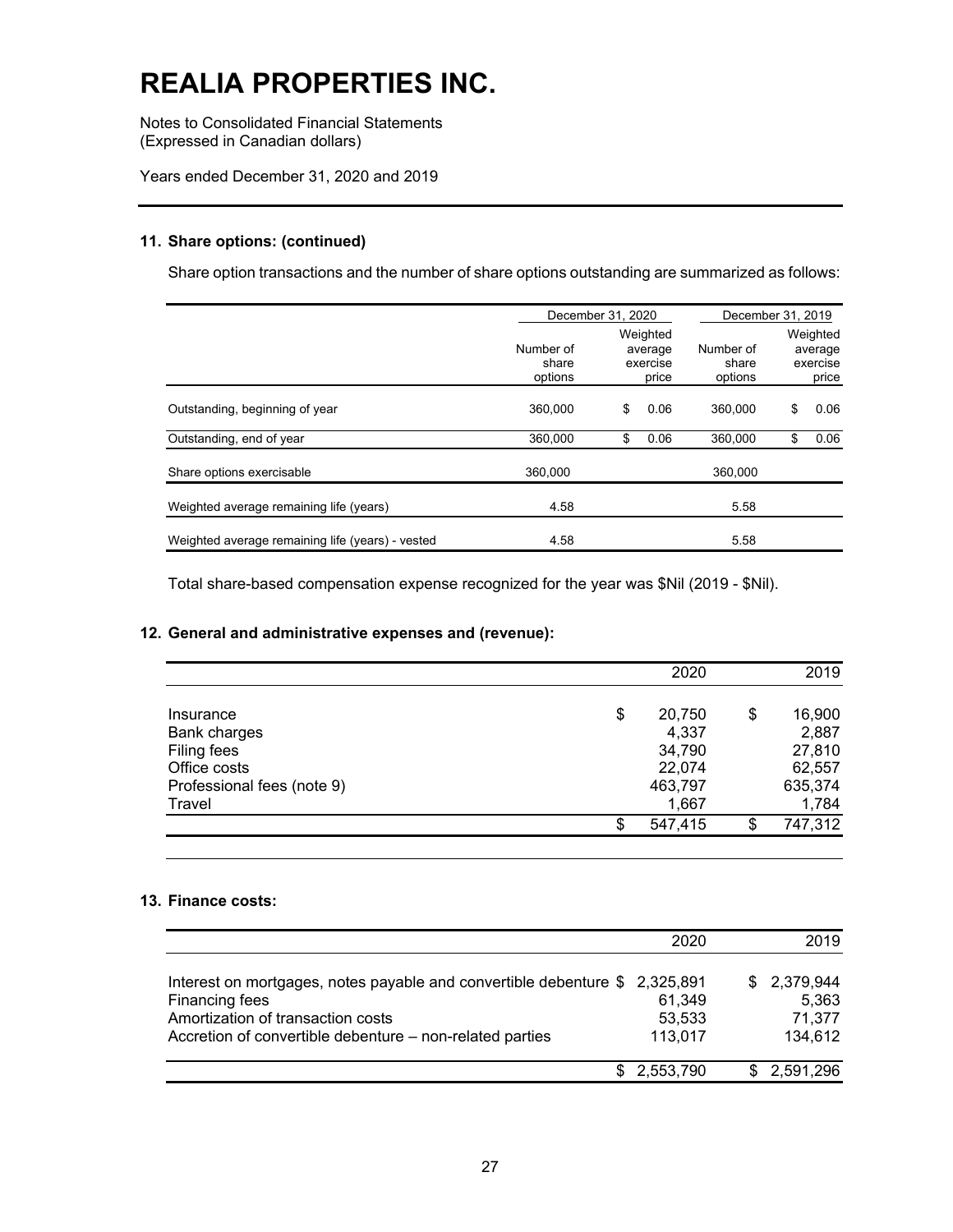# REALIA PROPERTIES INC.

Notes to Consolidated Financial Statements
(Expressed in Canadian dollars)

Years ended December 31, 2020 and 2019

### 11. Share options: (continued)

Share option transactions and the number of share options outstanding are summarized as follows:

| | December 31, 2020 | | December 31, 2019 | |
|---|---|---|---|---|
| | Number of share options | Weighted average exercise price | Number of share options | Weighted average exercise price |
| Outstanding, beginning of year | 360,000 | $ 0.06 | 360,000 | $ 0.06 |
| Outstanding, end of year | 360,000 | $ 0.06 | 360,000 | $ 0.06 |
| Share options exercisable | 360,000 | | 360,000 | |
| Weighted average remaining life (years) | 4.58 | | 5.58 | |
| Weighted average remaining life (years) - vested | 4.58 | | 5.58 | |

Total share-based compensation expense recognized for the year was $Nil (2019 - $Nil).

### 12. General and administrative expenses and (revenue):

| | 2020 | 2019 |
|---|---|---|
| Insurance | $ 20,750 | $ 16,900 |
| Bank charges | 4,337 | 2,887 |
| Filing fees | 34,790 | 27,810 |
| Office costs | 22,074 | 62,557 |
| Professional fees (note 9) | 463,797 | 635,374 |
| Travel | 1,667 | 1,784 |
| | $ 547,415 | $ 747,312 |

### 13. Finance costs:

| | 2020 | 2019 |
|---|---|---|
| Interest on mortgages, notes payable and convertible debenture | $ 2,325,891 | $ 2,379,944 |
| Financing fees | 61,349 | 5,363 |
| Amortization of transaction costs | 53,533 | 71,377 |
| Accretion of convertible debenture – non-related parties | 113,017 | 134,612 |
| | $ 2,553,790 | $ 2,591,296 |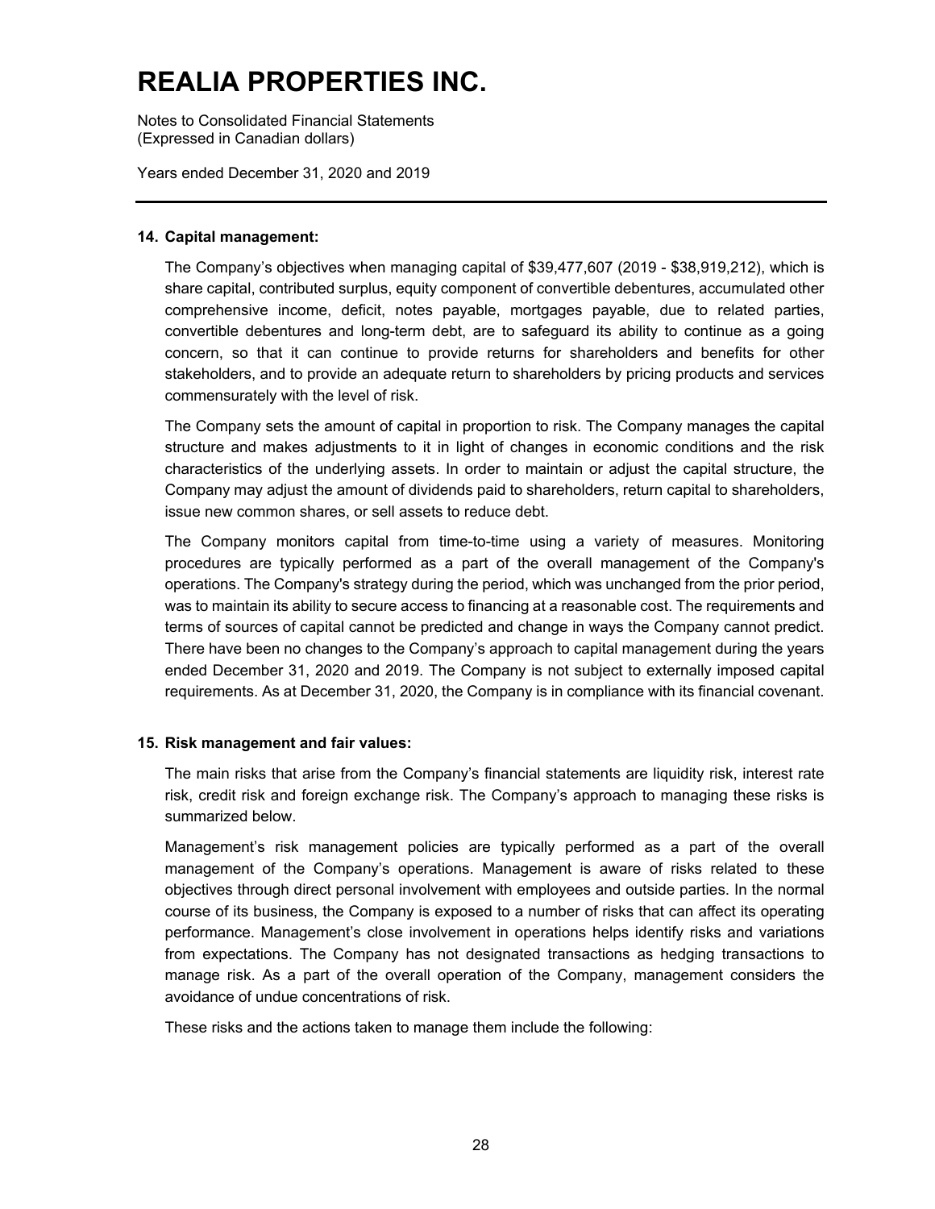## 14. Capital management:

The Company's objectives when managing capital of $39,477,607 (2019 - $38,919,212), which is share capital, contributed surplus, equity component of convertible debentures, accumulated other comprehensive income, deficit, notes payable, mortgages payable, due to related parties, convertible debentures and long-term debt, are to safeguard its ability to continue as a going concern, so that it can continue to provide returns for shareholders and benefits for other stakeholders, and to provide an adequate return to shareholders by pricing products and services commensurately with the level of risk.

The Company sets the amount of capital in proportion to risk. The Company manages the capital structure and makes adjustments to it in light of changes in economic conditions and the risk characteristics of the underlying assets. In order to maintain or adjust the capital structure, the Company may adjust the amount of dividends paid to shareholders, return capital to shareholders, issue new common shares, or sell assets to reduce debt.

The Company monitors capital from time-to-time using a variety of measures. Monitoring procedures are typically performed as a part of the overall management of the Company's operations. The Company's strategy during the period, which was unchanged from the prior period, was to maintain its ability to secure access to financing at a reasonable cost. The requirements and terms of sources of capital cannot be predicted and change in ways the Company cannot predict. There have been no changes to the Company's approach to capital management during the years ended December 31, 2020 and 2019. The Company is not subject to externally imposed capital requirements. As at December 31, 2020, the Company is in compliance with its financial covenant.

## 15. Risk management and fair values:

The main risks that arise from the Company's financial statements are liquidity risk, interest rate risk, credit risk and foreign exchange risk. The Company's approach to managing these risks is summarized below.

Management's risk management policies are typically performed as a part of the overall management of the Company's operations. Management is aware of risks related to these objectives through direct personal involvement with employees and outside parties. In the normal course of its business, the Company is exposed to a number of risks that can affect its operating performance. Management's close involvement in operations helps identify risks and variations from expectations. The Company has not designated transactions as hedging transactions to manage risk. As a part of the overall operation of the Company, management considers the avoidance of undue concentrations of risk.

These risks and the actions taken to manage them include the following: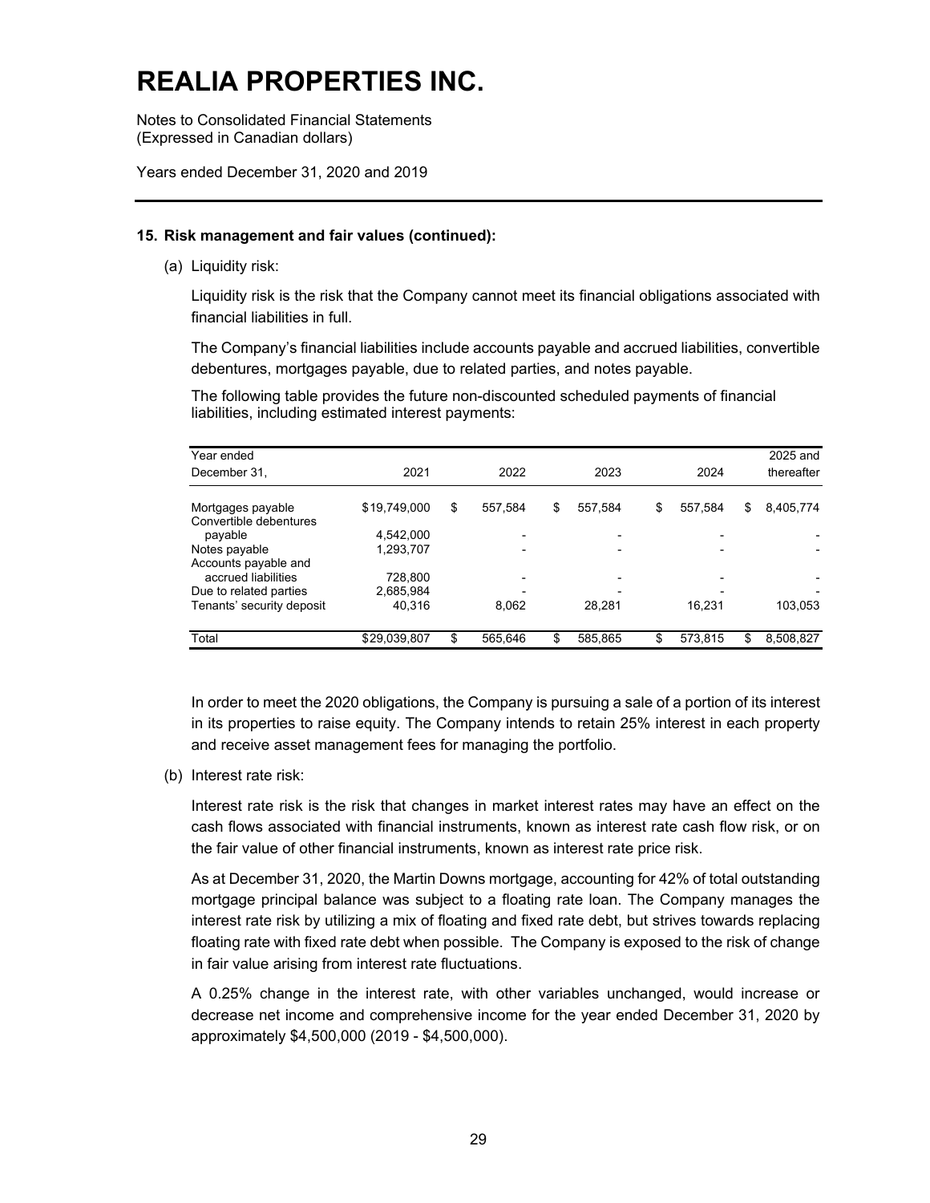# REALIA PROPERTIES INC.

Notes to Consolidated Financial Statements
(Expressed in Canadian dollars)

Years ended December 31, 2020 and 2019

**15. Risk management and fair values (continued):**

(a) Liquidity risk:

Liquidity risk is the risk that the Company cannot meet its financial obligations associated with financial liabilities in full.

The Company's financial liabilities include accounts payable and accrued liabilities, convertible debentures, mortgages payable, due to related parties, and notes payable.

The following table provides the future non-discounted scheduled payments of financial liabilities, including estimated interest payments:

| Year ended December 31, | 2021 | 2022 | 2023 | 2024 | 2025 and thereafter |
|---|---|---|---|---|---|
| Mortgages payable | $19,749,000 | $ 557,584 | $ 557,584 | $ 557,584 | $ 8,405,774 |
| Convertible debentures payable | 4,542,000 | - | - | - | - |
| Notes payable | 1,293,707 | - | - | - | - |
| Accounts payable and accrued liabilities | 728,800 | - | - | - | - |
| Due to related parties | 2,685,984 | - | - | - | - |
| Tenants' security deposit | 40,316 | 8,062 | 28,281 | 16,231 | 103,053 |
| Total | $29,039,807 | $ 565,646 | $ 585,865 | $ 573,815 | $ 8,508,827 |

In order to meet the 2020 obligations, the Company is pursuing a sale of a portion of its interest in its properties to raise equity. The Company intends to retain 25% interest in each property and receive asset management fees for managing the portfolio.

(b) Interest rate risk:

Interest rate risk is the risk that changes in market interest rates may have an effect on the cash flows associated with financial instruments, known as interest rate cash flow risk, or on the fair value of other financial instruments, known as interest rate price risk.

As at December 31, 2020, the Martin Downs mortgage, accounting for 42% of total outstanding mortgage principal balance was subject to a floating rate loan. The Company manages the interest rate risk by utilizing a mix of floating and fixed rate debt, but strives towards replacing floating rate with fixed rate debt when possible. The Company is exposed to the risk of change in fair value arising from interest rate fluctuations.

A 0.25% change in the interest rate, with other variables unchanged, would increase or decrease net income and comprehensive income for the year ended December 31, 2020 by approximately $4,500,000 (2019 - $4,500,000).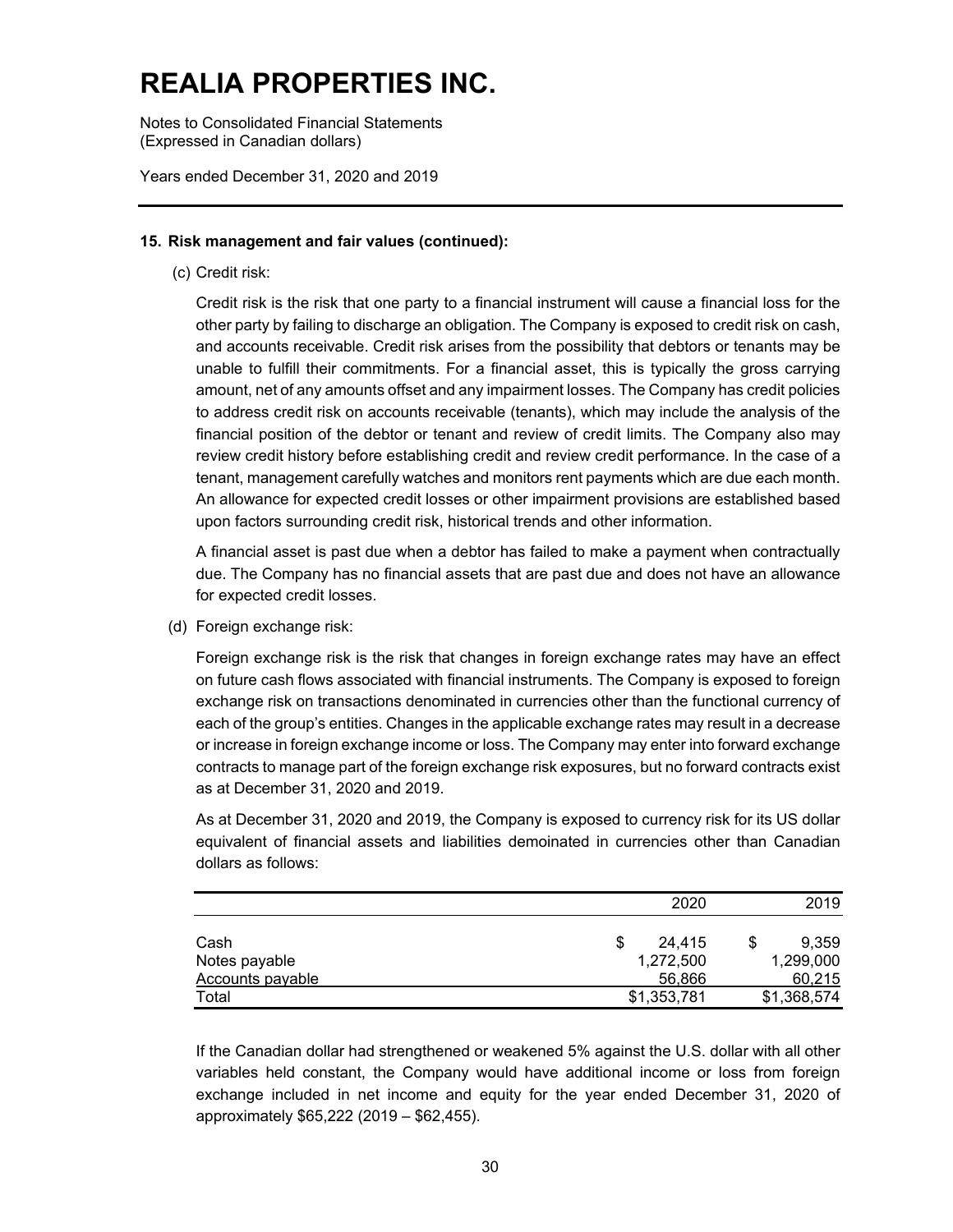# REALIA PROPERTIES INC.

Notes to Consolidated Financial Statements
(Expressed in Canadian dollars)

Years ended December 31, 2020 and 2019

**15. Risk management and fair values (continued):**

(c) Credit risk:

Credit risk is the risk that one party to a financial instrument will cause a financial loss for the other party by failing to discharge an obligation. The Company is exposed to credit risk on cash, and accounts receivable. Credit risk arises from the possibility that debtors or tenants may be unable to fulfill their commitments. For a financial asset, this is typically the gross carrying amount, net of any amounts offset and any impairment losses. The Company has credit policies to address credit risk on accounts receivable (tenants), which may include the analysis of the financial position of the debtor or tenant and review of credit limits. The Company also may review credit history before establishing credit and review credit performance. In the case of a tenant, management carefully watches and monitors rent payments which are due each month. An allowance for expected credit losses or other impairment provisions are established based upon factors surrounding credit risk, historical trends and other information.

A financial asset is past due when a debtor has failed to make a payment when contractually due. The Company has no financial assets that are past due and does not have an allowance for expected credit losses.

(d) Foreign exchange risk:

Foreign exchange risk is the risk that changes in foreign exchange rates may have an effect on future cash flows associated with financial instruments. The Company is exposed to foreign exchange risk on transactions denominated in currencies other than the functional currency of each of the group's entities. Changes in the applicable exchange rates may result in a decrease or increase in foreign exchange income or loss. The Company may enter into forward exchange contracts to manage part of the foreign exchange risk exposures, but no forward contracts exist as at December 31, 2020 and 2019.

As at December 31, 2020 and 2019, the Company is exposed to currency risk for its US dollar equivalent of financial assets and liabilities demoinated in currencies other than Canadian dollars as follows:

| | 2020 | 2019 |
|---|---|---|
| Cash | $ 24,415 | $ 9,359 |
| Notes payable | 1,272,500 | 1,299,000 |
| Accounts payable | 56,866 | 60,215 |
| Total | $1,353,781 | $1,368,574 |

If the Canadian dollar had strengthened or weakened 5% against the U.S. dollar with all other variables held constant, the Company would have additional income or loss from foreign exchange included in net income and equity for the year ended December 31, 2020 of approximately $65,222 (2019 – $62,455).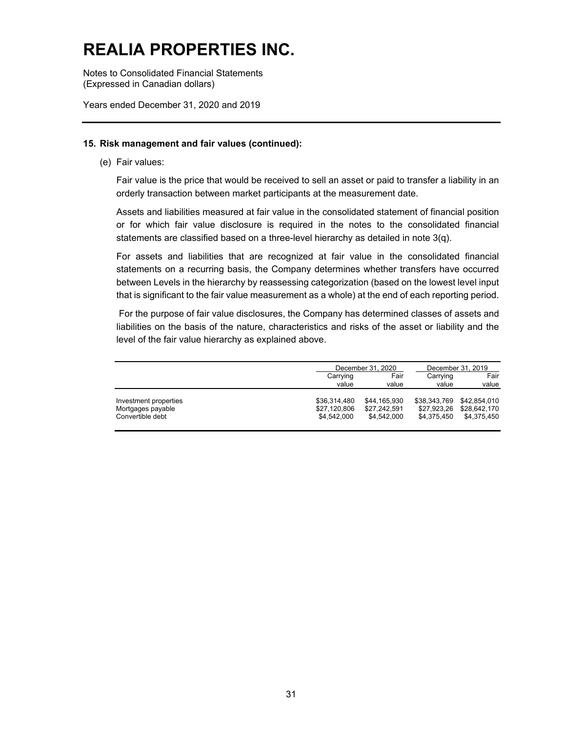# REALIA PROPERTIES INC.

Notes to Consolidated Financial Statements
(Expressed in Canadian dollars)

Years ended December 31, 2020 and 2019

**15. Risk management and fair values (continued):**

(e) Fair values:

Fair value is the price that would be received to sell an asset or paid to transfer a liability in an orderly transaction between market participants at the measurement date.

Assets and liabilities measured at fair value in the consolidated statement of financial position or for which fair value disclosure is required in the notes to the consolidated financial statements are classified based on a three-level hierarchy as detailed in note 3(q).

For assets and liabilities that are recognized at fair value in the consolidated financial statements on a recurring basis, the Company determines whether transfers have occurred between Levels in the hierarchy by reassessing categorization (based on the lowest level input that is significant to the fair value measurement as a whole) at the end of each reporting period.

For the purpose of fair value disclosures, the Company has determined classes of assets and liabilities on the basis of the nature, characteristics and risks of the asset or liability and the level of the fair value hierarchy as explained above.

| | December 31, 2020 | | December 31, 2019 | |
|---|---|---|---|---|
| | Carrying value | Fair value | Carrying value | Fair value |
| Investment properties | $36,314,480 | $44,165,930 | $38,343,769 | $42,854,010 |
| Mortgages payable | $27,120,806 | $27,242,591 | $27,923,26 | $28,642,170 |
| Convertible debt | $4,542,000 | $4,542,000 | $4,375,450 | $4,375,450 |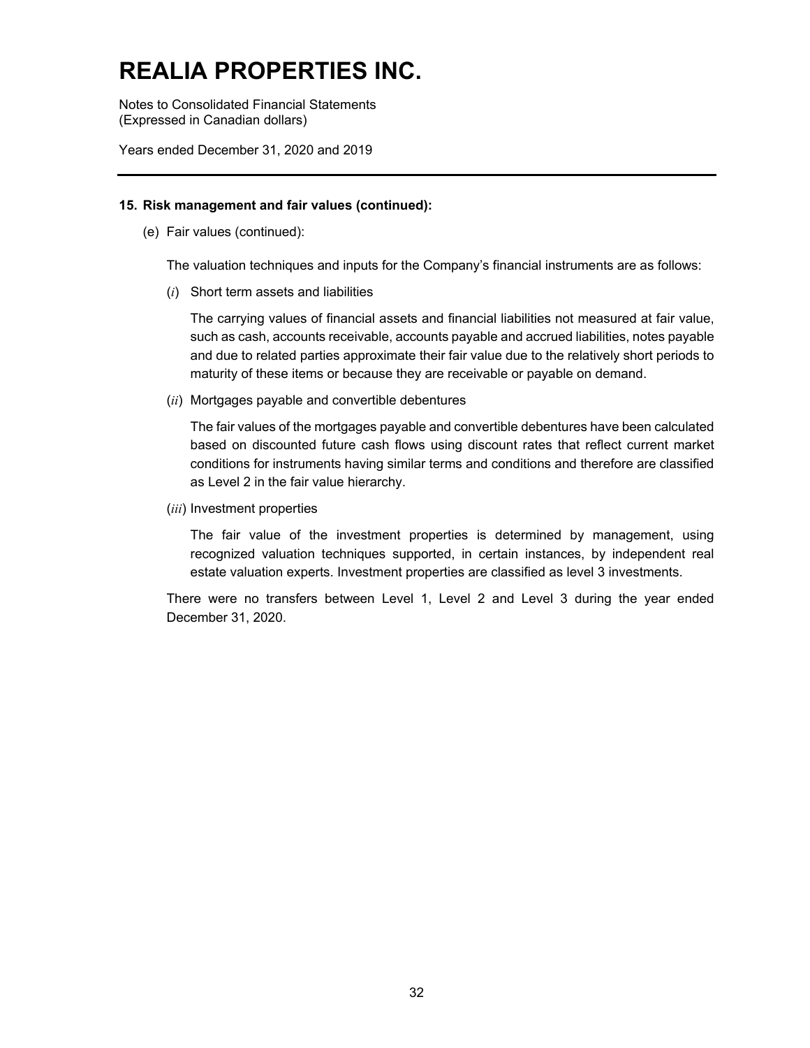## 15. Risk management and fair values (continued):

(e) Fair values (continued):

The valuation techniques and inputs for the Company's financial instruments are as follows:

(*i*) Short term assets and liabilities

The carrying values of financial assets and financial liabilities not measured at fair value, such as cash, accounts receivable, accounts payable and accrued liabilities, notes payable and due to related parties approximate their fair value due to the relatively short periods to maturity of these items or because they are receivable or payable on demand.

(*ii*) Mortgages payable and convertible debentures

The fair values of the mortgages payable and convertible debentures have been calculated based on discounted future cash flows using discount rates that reflect current market conditions for instruments having similar terms and conditions and therefore are classified as Level 2 in the fair value hierarchy.

(*iii*) Investment properties

The fair value of the investment properties is determined by management, using recognized valuation techniques supported, in certain instances, by independent real estate valuation experts. Investment properties are classified as level 3 investments.

There were no transfers between Level 1, Level 2 and Level 3 during the year ended December 31, 2020.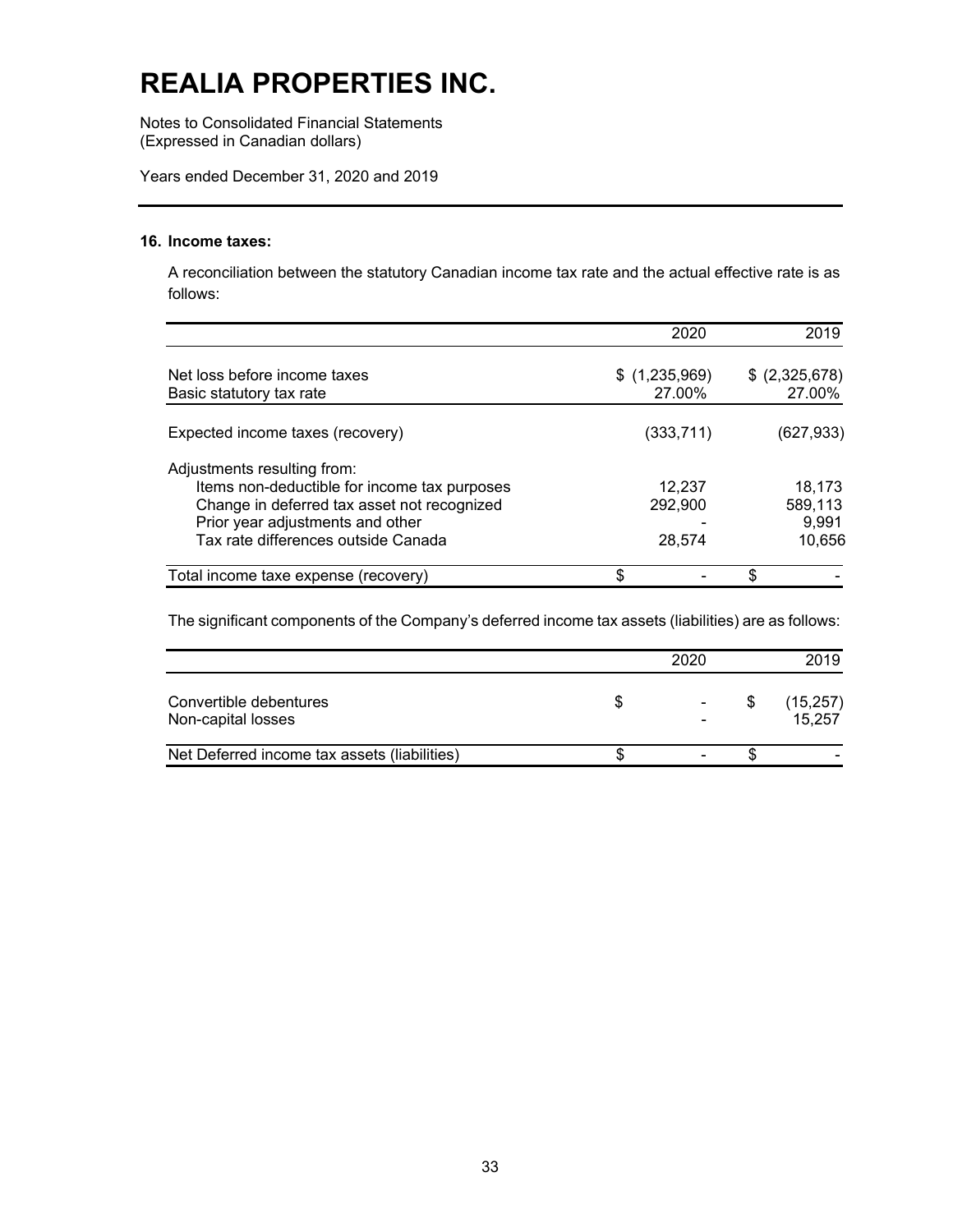# REALIA PROPERTIES INC.

Notes to Consolidated Financial Statements
(Expressed in Canadian dollars)

Years ended December 31, 2020 and 2019

## 16. Income taxes:

A reconciliation between the statutory Canadian income tax rate and the actual effective rate is as follows:

| | 2020 | 2019 |
|---|---|---|
| Net loss before income taxes | $ (1,235,969) | $ (2,325,678) |
| Basic statutory tax rate | 27.00% | 27.00% |
| Expected income taxes (recovery) | (333,711) | (627,933) |
| Adjustments resulting from: | | |
| Items non-deductible for income tax purposes | 12,237 | 18,173 |
| Change in deferred tax asset not recognized | 292,900 | 589,113 |
| Prior year adjustments and other | - | 9,991 |
| Tax rate differences outside Canada | 28,574 | 10,656 |
| Total income taxe expense (recovery) | $ - | $ - |

The significant components of the Company's deferred income tax assets (liabilities) are as follows:

| | 2020 | 2019 |
|---|---|---|
| Convertible debentures | $ - | $ (15,257) |
| Non-capital losses | - | 15,257 |
| Net Deferred income tax assets (liabilities) | $ - | $ - |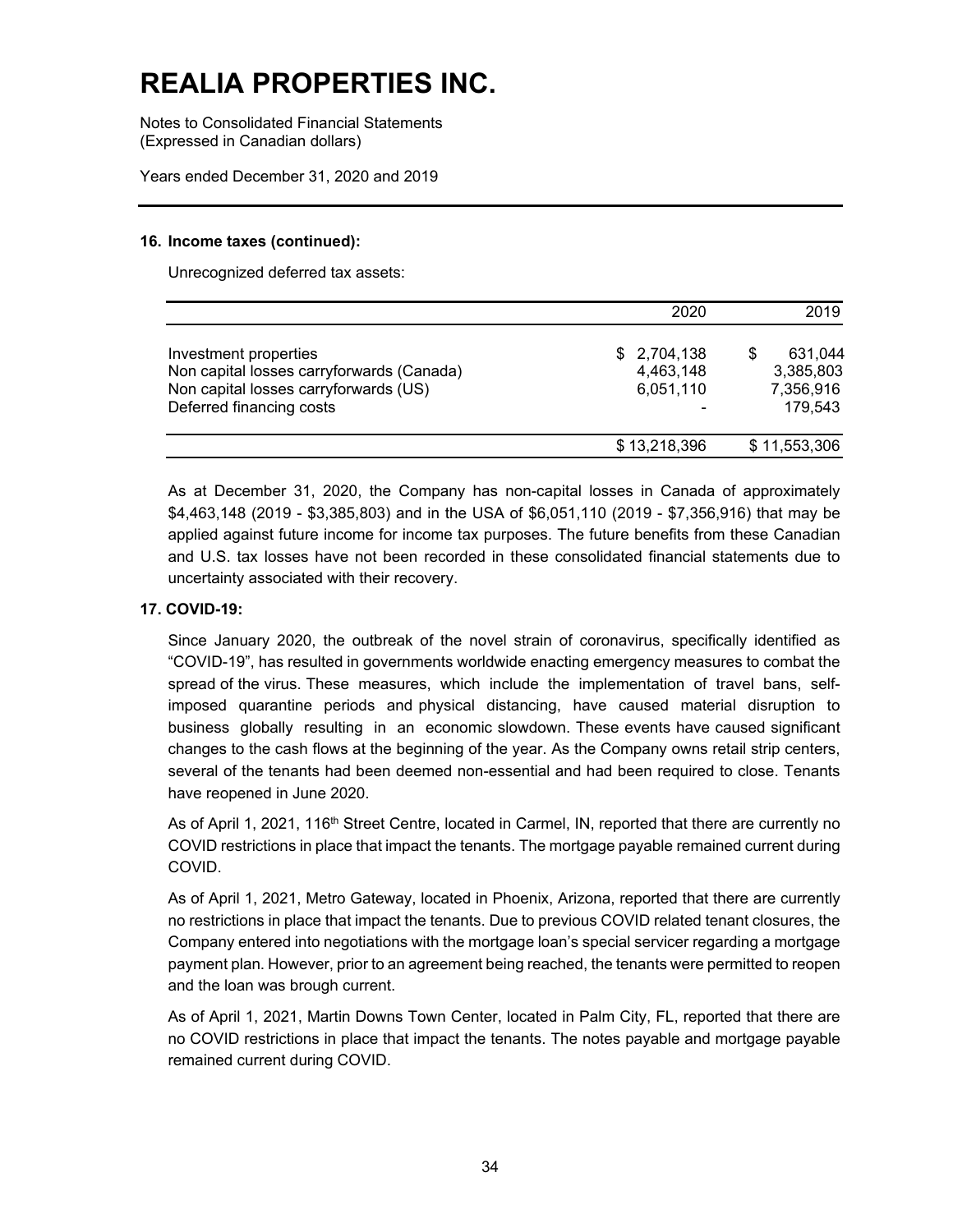# REALIA PROPERTIES INC.

Notes to Consolidated Financial Statements
(Expressed in Canadian dollars)

Years ended December 31, 2020 and 2019

### 16. Income taxes (continued):

Unrecognized deferred tax assets:

| | 2020 | 2019 |
|---|---|---|
| Investment properties | $ 2,704,138 | $ 631,044 |
| Non capital losses carryforwards (Canada) | 4,463,148 | 3,385,803 |
| Non capital losses carryforwards (US) | 6,051,110 | 7,356,916 |
| Deferred financing costs | - | 179,543 |
| | $ 13,218,396 | $ 11,553,306 |

As at December 31, 2020, the Company has non-capital losses in Canada of approximately $4,463,148 (2019 - $3,385,803) and in the USA of $6,051,110 (2019 - $7,356,916) that may be applied against future income for income tax purposes. The future benefits from these Canadian and U.S. tax losses have not been recorded in these consolidated financial statements due to uncertainty associated with their recovery.

### 17. COVID-19:

Since January 2020, the outbreak of the novel strain of coronavirus, specifically identified as "COVID-19", has resulted in governments worldwide enacting emergency measures to combat the spread of the virus. These measures, which include the implementation of travel bans, self-imposed quarantine periods and physical distancing, have caused material disruption to business globally resulting in an economic slowdown. These events have caused significant changes to the cash flows at the beginning of the year. As the Company owns retail strip centers, several of the tenants had been deemed non-essential and had been required to close. Tenants have reopened in June 2020.

As of April 1, 2021, 116th Street Centre, located in Carmel, IN, reported that there are currently no COVID restrictions in place that impact the tenants. The mortgage payable remained current during COVID.

As of April 1, 2021, Metro Gateway, located in Phoenix, Arizona, reported that there are currently no restrictions in place that impact the tenants. Due to previous COVID related tenant closures, the Company entered into negotiations with the mortgage loan's special servicer regarding a mortgage payment plan. However, prior to an agreement being reached, the tenants were permitted to reopen and the loan was brough current.

As of April 1, 2021, Martin Downs Town Center, located in Palm City, FL, reported that there are no COVID restrictions in place that impact the tenants. The notes payable and mortgage payable remained current during COVID.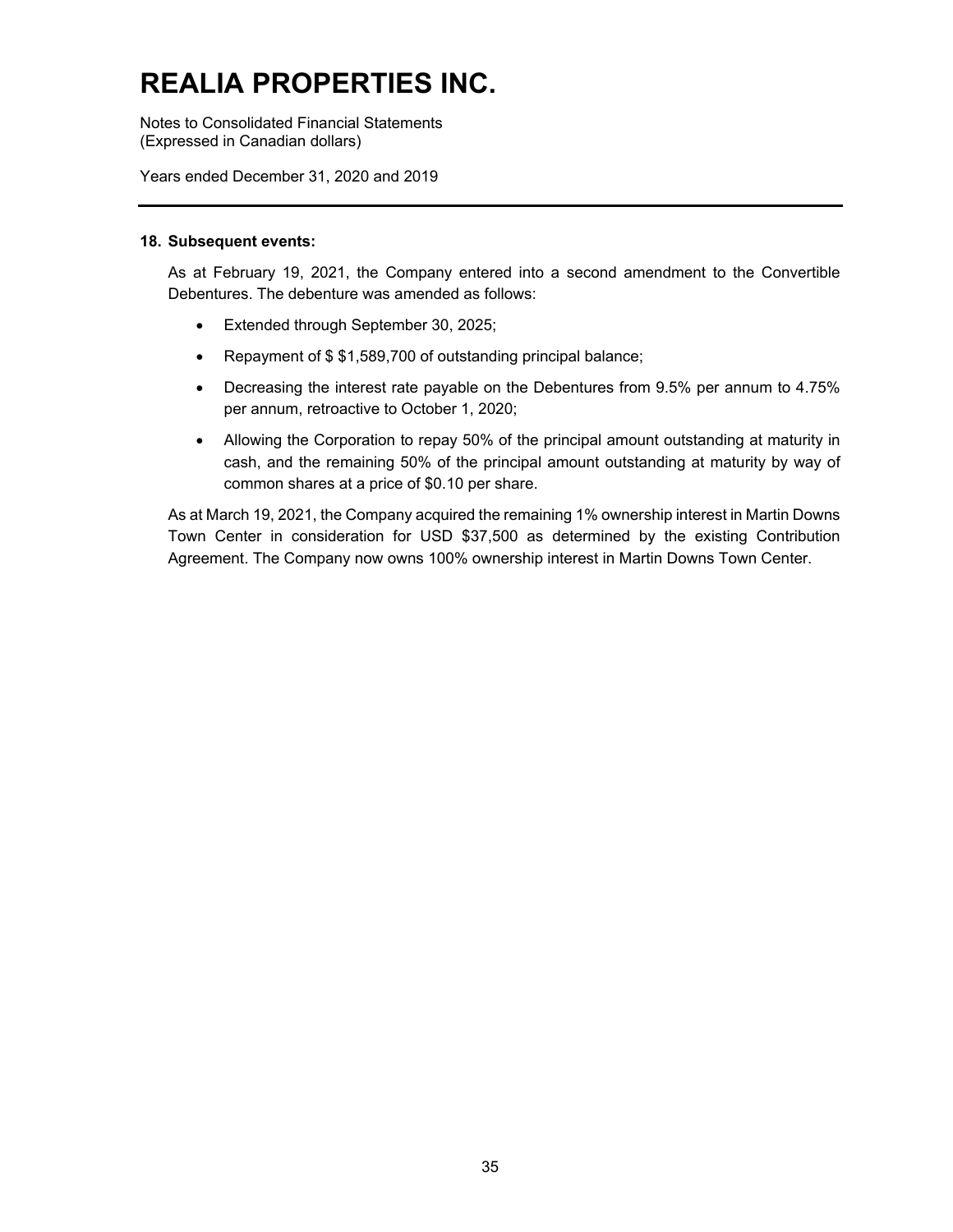# REALIA PROPERTIES INC.

Notes to Consolidated Financial Statements
(Expressed in Canadian dollars)

Years ended December 31, 2020 and 2019

### 18. Subsequent events:

As at February 19, 2021, the Company entered into a second amendment to the Convertible Debentures. The debenture was amended as follows:

- Extended through September 30, 2025;
- Repayment of $ $1,589,700 of outstanding principal balance;
- Decreasing the interest rate payable on the Debentures from 9.5% per annum to 4.75% per annum, retroactive to October 1, 2020;
- Allowing the Corporation to repay 50% of the principal amount outstanding at maturity in cash, and the remaining 50% of the principal amount outstanding at maturity by way of common shares at a price of $0.10 per share.

As at March 19, 2021, the Company acquired the remaining 1% ownership interest in Martin Downs Town Center in consideration for USD $37,500 as determined by the existing Contribution Agreement. The Company now owns 100% ownership interest in Martin Downs Town Center.